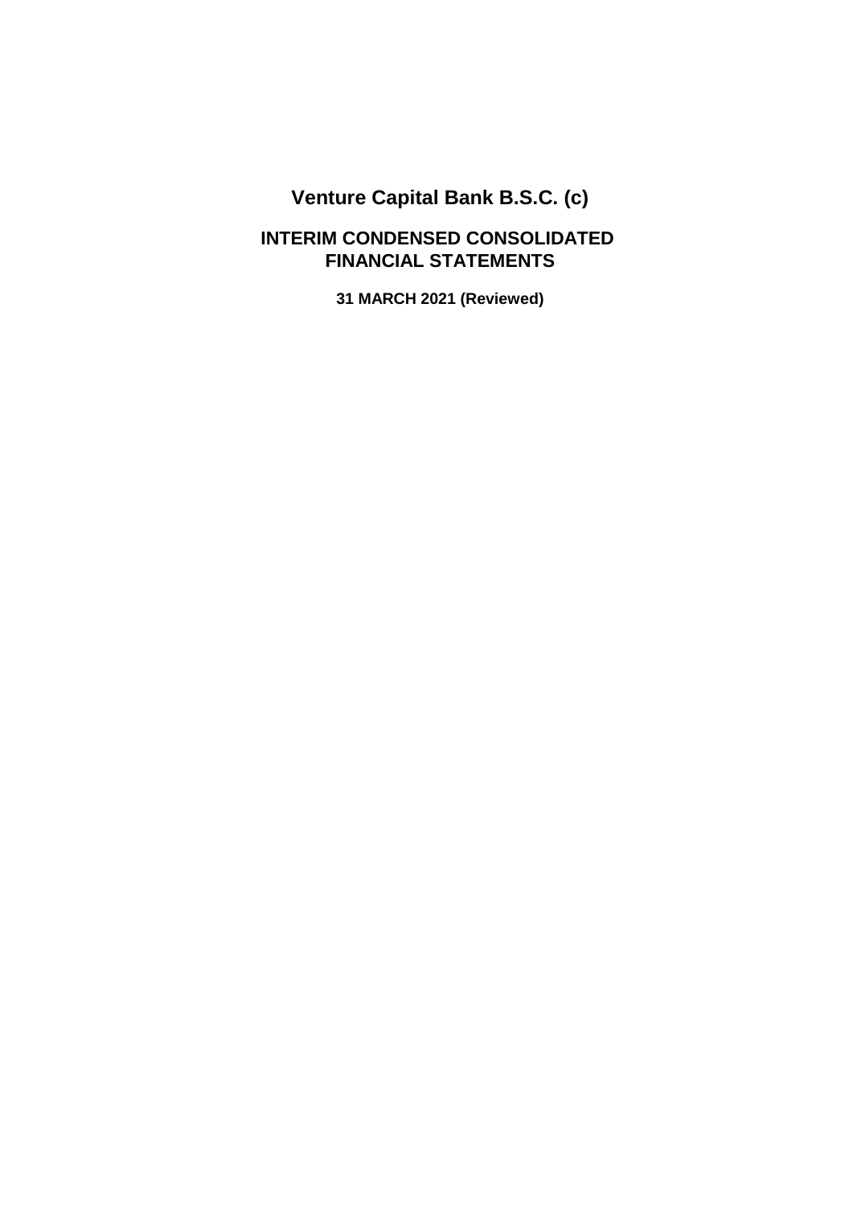# Venture Capital Bank B.S.C. (c)

## INTERIM CONDENSED CONSOLIDATED FINANCIAL STATEMENTS

**31 MARCH 2021 (Reviewed)**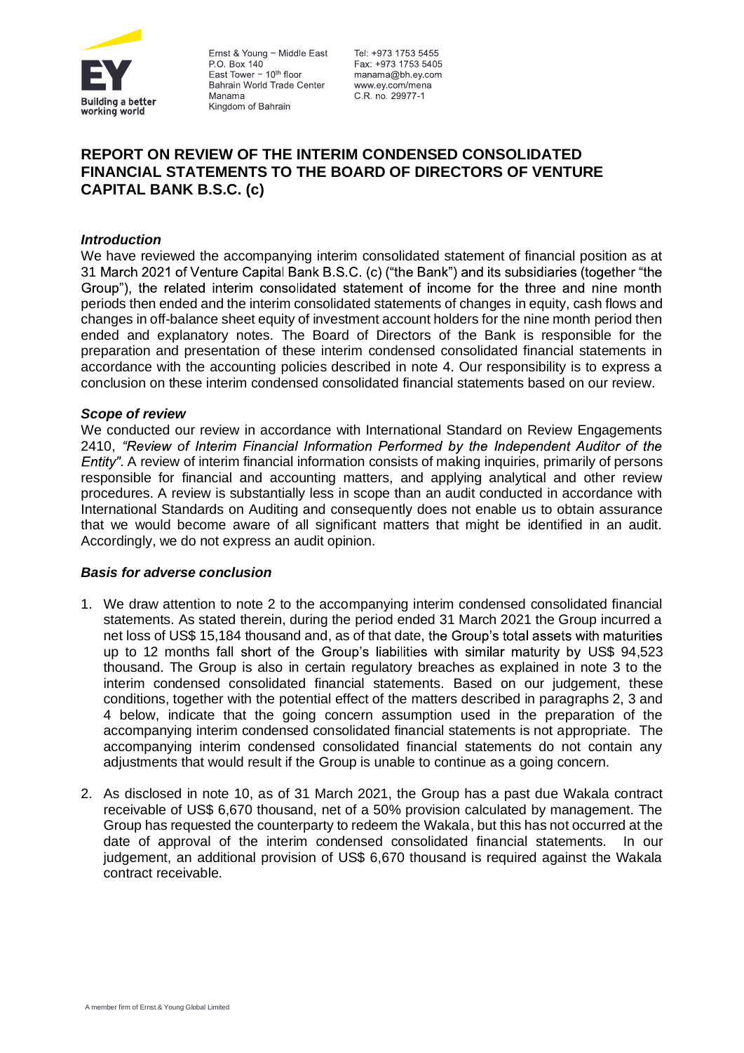Ernst & Young – Middle East
P.O. Box 140
East Tower – 10th floor
Bahrain World Trade Center
Manama
Kingdom of Bahrain

Tel: +973 1753 5455
Fax: +973 1753 5405
manama@bh.ey.com
www.ey.com/mena
C.R. no. 29977-1

# REPORT ON REVIEW OF THE INTERIM CONDENSED CONSOLIDATED FINANCIAL STATEMENTS TO THE BOARD OF DIRECTORS OF VENTURE CAPITAL BANK B.S.C. (c)

### *Introduction*

We have reviewed the accompanying interim consolidated statement of financial position as at 31 March 2021 of Venture Capital Bank B.S.C. (c) ("the Bank") and its subsidiaries (together "the Group"), the related interim consolidated statement of income for the three and nine month periods then ended and the interim consolidated statements of changes in equity, cash flows and changes in off-balance sheet equity of investment account holders for the nine month period then ended and explanatory notes. The Board of Directors of the Bank is responsible for the preparation and presentation of these interim condensed consolidated financial statements in accordance with the accounting policies described in note 4. Our responsibility is to express a conclusion on these interim condensed consolidated financial statements based on our review.

### *Scope of review*

We conducted our review in accordance with International Standard on Review Engagements 2410, *"Review of Interim Financial Information Performed by the Independent Auditor of the Entity"*. A review of interim financial information consists of making inquiries, primarily of persons responsible for financial and accounting matters, and applying analytical and other review procedures. A review is substantially less in scope than an audit conducted in accordance with International Standards on Auditing and consequently does not enable us to obtain assurance that we would become aware of all significant matters that might be identified in an audit. Accordingly, we do not express an audit opinion.

### *Basis for adverse conclusion*

1. We draw attention to note 2 to the accompanying interim condensed consolidated financial statements. As stated therein, during the period ended 31 March 2021 the Group incurred a net loss of US$ 15,184 thousand and, as of that date, the Group's total assets with maturities up to 12 months fall short of the Group's liabilities with similar maturity by US$ 94,523 thousand. The Group is also in certain regulatory breaches as explained in note 3 to the interim condensed consolidated financial statements. Based on our judgement, these conditions, together with the potential effect of the matters described in paragraphs 2, 3 and 4 below, indicate that the going concern assumption used in the preparation of the accompanying interim condensed consolidated financial statements is not appropriate. The accompanying interim condensed consolidated financial statements do not contain any adjustments that would result if the Group is unable to continue as a going concern.

2. As disclosed in note 10, as of 31 March 2021, the Group has a past due Wakala contract receivable of US$ 6,670 thousand, net of a 50% provision calculated by management. The Group has requested the counterparty to redeem the Wakala, but this has not occurred at the date of approval of the interim condensed consolidated financial statements. In our judgement, an additional provision of US$ 6,670 thousand is required against the Wakala contract receivable.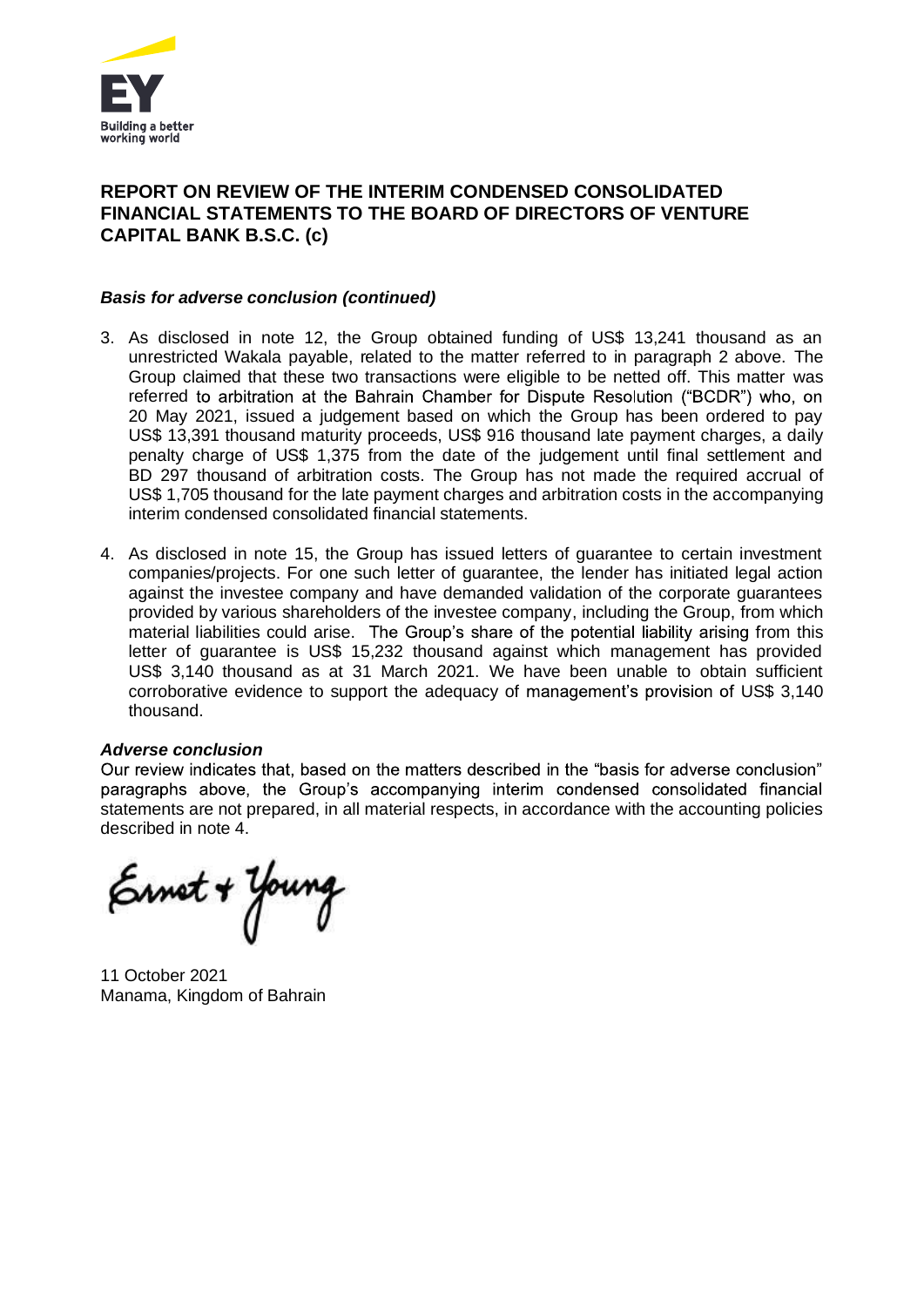## REPORT ON REVIEW OF THE INTERIM CONDENSED CONSOLIDATED FINANCIAL STATEMENTS TO THE BOARD OF DIRECTORS OF VENTURE CAPITAL BANK B.S.C. (c)

***Basis for adverse conclusion (continued)***

3. As disclosed in note 12, the Group obtained funding of US$ 13,241 thousand as an unrestricted Wakala payable, related to the matter referred to in paragraph 2 above. The Group claimed that these two transactions were eligible to be netted off. This matter was referred to arbitration at the Bahrain Chamber for Dispute Resolution ("BCDR") who, on 20 May 2021, issued a judgement based on which the Group has been ordered to pay US$ 13,391 thousand maturity proceeds, US$ 916 thousand late payment charges, a daily penalty charge of US$ 1,375 from the date of the judgement until final settlement and BD 297 thousand of arbitration costs. The Group has not made the required accrual of US$ 1,705 thousand for the late payment charges and arbitration costs in the accompanying interim condensed consolidated financial statements.

4. As disclosed in note 15, the Group has issued letters of guarantee to certain investment companies/projects. For one such letter of guarantee, the lender has initiated legal action against the investee company and have demanded validation of the corporate guarantees provided by various shareholders of the investee company, including the Group, from which material liabilities could arise. The Group's share of the potential liability arising from this letter of guarantee is US$ 15,232 thousand against which management has provided US$ 3,140 thousand as at 31 March 2021. We have been unable to obtain sufficient corroborative evidence to support the adequacy of management's provision of US$ 3,140 thousand.

***Adverse conclusion***

Our review indicates that, based on the matters described in the "basis for adverse conclusion" paragraphs above, the Group's accompanying interim condensed consolidated financial statements are not prepared, in all material respects, in accordance with the accounting policies described in note 4.

Ernst + Young

11 October 2021
Manama, Kingdom of Bahrain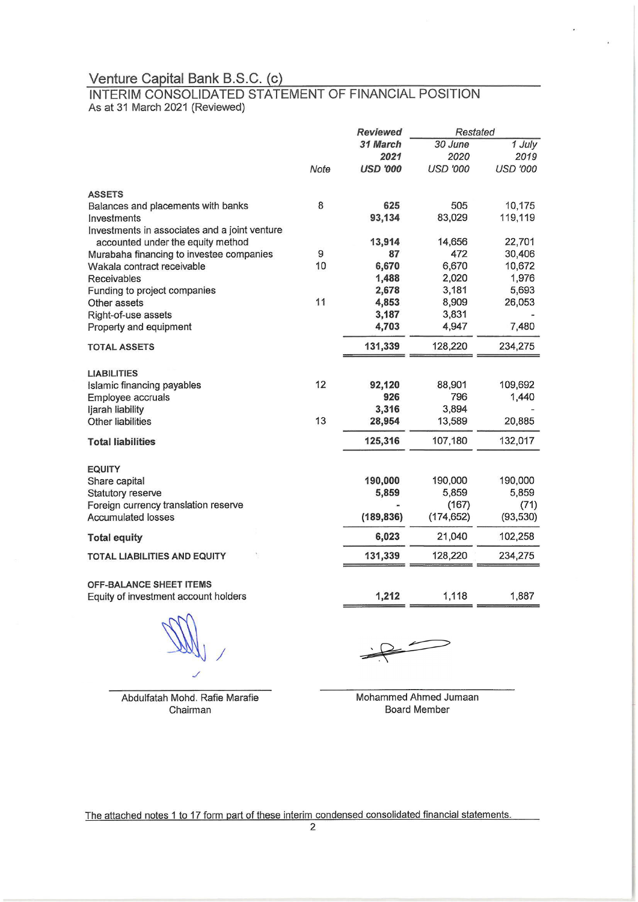# Venture Capital Bank B.S.C. (c)

## INTERIM CONSOLIDATED STATEMENT OF FINANCIAL POSITION

As at 31 March 2021 (Reviewed)

| | Note | ***Reviewed*** | *Restated* | |
|---|---|---|---|---|
| | | ***31 March 2021*** | *30 June 2020* | *1 July 2019* |
| | *Note* | ***USD '000*** | *USD '000* | *USD '000* |
| **ASSETS** | | | | |
| Balances and placements with banks | 8 | **625** | 505 | 10,175 |
| Investments | | **93,134** | 83,029 | 119,119 |
| Investments in associates and a joint venture accounted under the equity method | | **13,914** | 14,656 | 22,701 |
| Murabaha financing to investee companies | 9 | **87** | 472 | 30,406 |
| Wakala contract receivable | 10 | **6,670** | 6,670 | 10,672 |
| Receivables | | **1,488** | 2,020 | 1,976 |
| Funding to project companies | | **2,678** | 3,181 | 5,693 |
| Other assets | 11 | **4,853** | 8,909 | 26,053 |
| Right-of-use assets | | **3,187** | 3,831 | - |
| Property and equipment | | **4,703** | 4,947 | 7,480 |
| **TOTAL ASSETS** | | **131,339** | 128,220 | 234,275 |
| **LIABILITIES** | | | | |
| Islamic financing payables | 12 | **92,120** | 88,901 | 109,692 |
| Employee accruals | | **926** | 796 | 1,440 |
| Ijarah liability | | **3,316** | 3,894 | - |
| Other liabilities | 13 | **28,954** | 13,589 | 20,885 |
| **Total liabilities** | | **125,316** | 107,180 | 132,017 |
| **EQUITY** | | | | |
| Share capital | | **190,000** | 190,000 | 190,000 |
| Statutory reserve | | **5,859** | 5,859 | 5,859 |
| Foreign currency translation reserve | | **-** | (167) | (71) |
| Accumulated losses | | **(189,836)** | (174,652) | (93,530) |
| **Total equity** | | **6,023** | 21,040 | 102,258 |
| **TOTAL LIABILITIES AND EQUITY** | | **131,339** | 128,220 | 234,275 |
| **OFF-BALANCE SHEET ITEMS** | | | | |
| Equity of investment account holders | | **1,212** | 1,118 | 1,887 |

Abdulfatah Mohd. Rafie Marafie
Chairman

Mohammed Ahmed Jumaan
Board Member

The attached notes 1 to 17 form part of these interim condensed consolidated financial statements.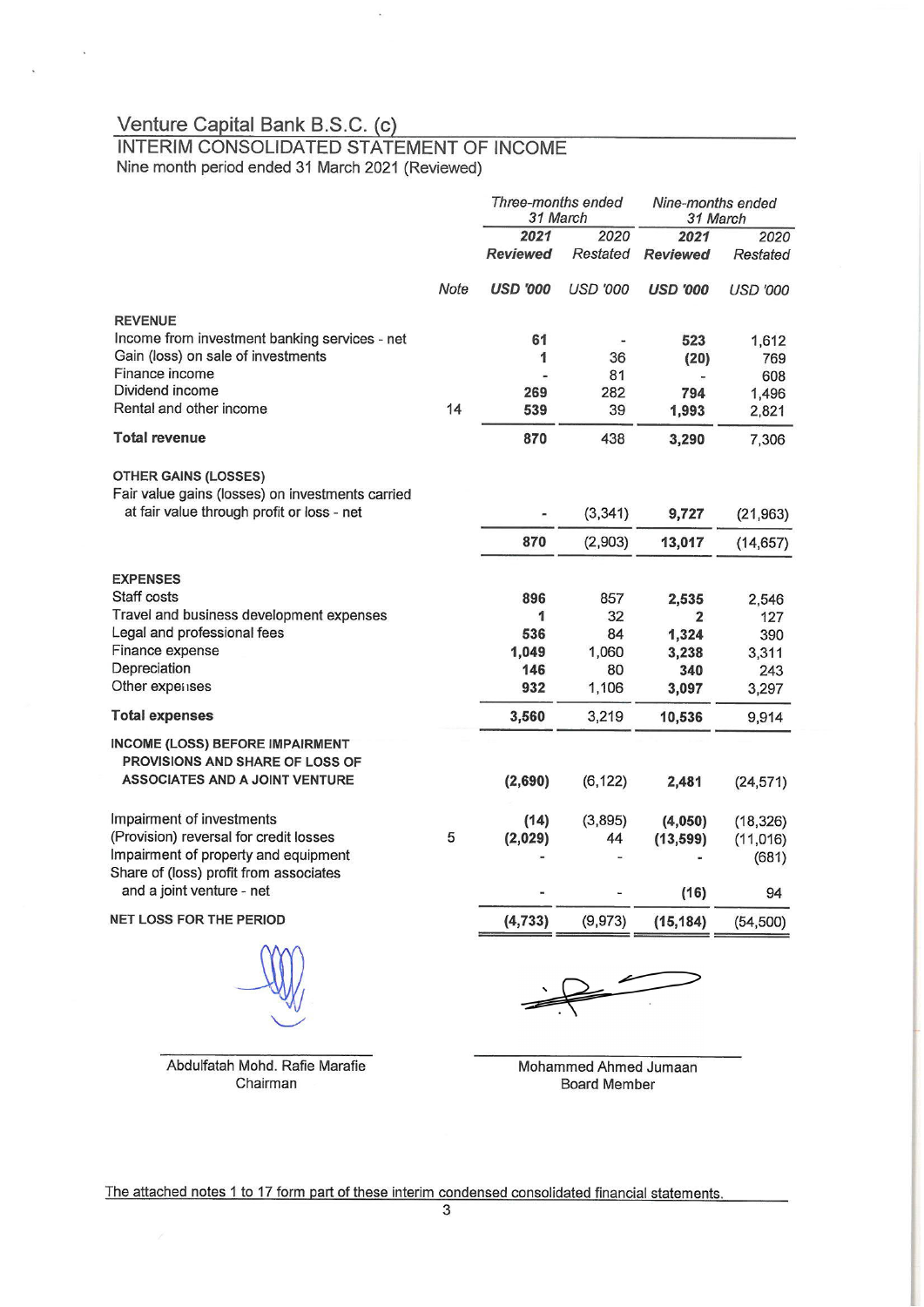# Venture Capital Bank B.S.C. (c)

## INTERIM CONSOLIDATED STATEMENT OF INCOME

Nine month period ended 31 March 2021 (Reviewed)

| | | *Three-months ended 31 March* | | *Nine-months ended 31 March* | |
|---|---|---|---|---|---|
| | | **2021 Reviewed** | 2020 Restated | **2021 Reviewed** | 2020 Restated |
| | *Note* | ***USD '000*** | *USD '000* | ***USD '000*** | *USD '000* |
| **REVENUE** | | | | | |
| Income from investment banking services - net | | **61** | - | **523** | 1,612 |
| Gain (loss) on sale of investments | | **1** | 36 | **(20)** | 769 |
| Finance income | | **-** | 81 | **-** | 608 |
| Dividend income | | **269** | 282 | **794** | 1,496 |
| Rental and other income | 14 | **539** | 39 | **1,993** | 2,821 |
| **Total revenue** | | **870** | 438 | **3,290** | 7,306 |
| **OTHER GAINS (LOSSES)** | | | | | |
| Fair value gains (losses) on investments carried at fair value through profit or loss - net | | **-** | (3,341) | **9,727** | (21,963) |
| | | **870** | (2,903) | **13,017** | (14,657) |
| **EXPENSES** | | | | | |
| Staff costs | | **896** | 857 | **2,535** | 2,546 |
| Travel and business development expenses | | **1** | 32 | **2** | 127 |
| Legal and professional fees | | **536** | 84 | **1,324** | 390 |
| Finance expense | | **1,049** | 1,060 | **3,238** | 3,311 |
| Depreciation | | **146** | 80 | **340** | 243 |
| Other expenses | | **932** | 1,106 | **3,097** | 3,297 |
| **Total expenses** | | **3,560** | 3,219 | **10,536** | 9,914 |
| **INCOME (LOSS) BEFORE IMPAIRMENT PROVISIONS AND SHARE OF LOSS OF ASSOCIATES AND A JOINT VENTURE** | | **(2,690)** | (6,122) | **2,481** | (24,571) |
| Impairment of investments | | **(14)** | (3,895) | **(4,050)** | (18,326) |
| (Provision) reversal for credit losses | 5 | **(2,029)** | 44 | **(13,599)** | (11,016) |
| Impairment of property and equipment | | **-** | - | **-** | (681) |
| Share of (loss) profit from associates and a joint venture - net | | **-** | - | **(16)** | 94 |
| **NET LOSS FOR THE PERIOD** | | **(4,733)** | (9,973) | **(15,184)** | (54,500) |

Abdulfatah Mohd. Rafie Marafie
Chairman

Mohammed Ahmed Jumaan
Board Member

The attached notes 1 to 17 form part of these interim condensed consolidated financial statements.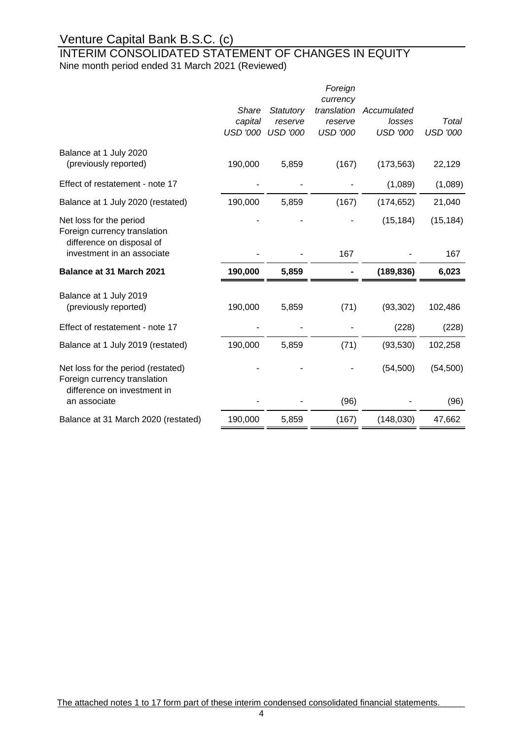# Venture Capital Bank B.S.C. (c)

## INTERIM CONSOLIDATED STATEMENT OF CHANGES IN EQUITY

Nine month period ended 31 March 2021 (Reviewed)

| | *Share capital USD '000* | *Statutory reserve USD '000* | *Foreign currency translation reserve USD '000* | *Accumulated losses USD '000* | *Total USD '000* |
|---|---|---|---|---|---|
| Balance at 1 July 2020 (previously reported) | 190,000 | 5,859 | (167) | (173,563) | 22,129 |
| Effect of restatement - note 17 | - | - | - | (1,089) | (1,089) |
| Balance at 1 July 2020 (restated) | 190,000 | 5,859 | (167) | (174,652) | 21,040 |
| Net loss for the period | - | - | - | (15,184) | (15,184) |
| Foreign currency translation difference on disposal of investment in an associate | - | - | 167 | - | 167 |
| **Balance at 31 March 2021** | **190,000** | **5,859** | **-** | **(189,836)** | **6,023** |
| Balance at 1 July 2019 (previously reported) | 190,000 | 5,859 | (71) | (93,302) | 102,486 |
| Effect of restatement - note 17 | - | - | - | (228) | (228) |
| Balance at 1 July 2019 (restated) | 190,000 | 5,859 | (71) | (93,530) | 102,258 |
| Net loss for the period (restated) | - | - | - | (54,500) | (54,500) |
| Foreign currency translation difference on investment in an associate | - | - | (96) | - | (96) |
| Balance at 31 March 2020 (restated) | 190,000 | 5,859 | (167) | (148,030) | 47,662 |

The attached notes 1 to 17 form part of these interim condensed consolidated financial statements.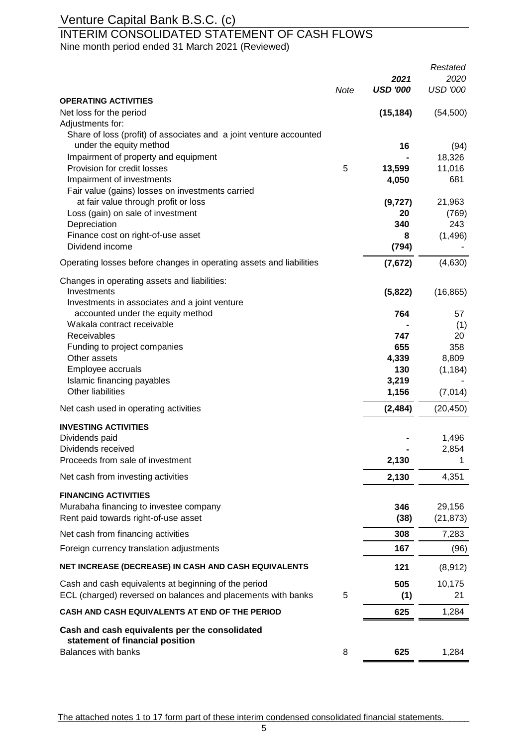# Venture Capital Bank B.S.C. (c)

## INTERIM CONSOLIDATED STATEMENT OF CASH FLOWS

Nine month period ended 31 March 2021 (Reviewed)

| | Note | 2021 USD '000 | Restated 2020 USD '000 |
|---|---|---|---|
| **OPERATING ACTIVITIES** | | | |
| Net loss for the period | | **(15,184)** | (54,500) |
| Adjustments for: | | | |
| Share of loss (profit) of associates and a joint venture accounted under the equity method | | **16** | (94) |
| Impairment of property and equipment | | **-** | 18,326 |
| Provision for credit losses | 5 | **13,599** | 11,016 |
| Impairment of investments | | **4,050** | 681 |
| Fair value (gains) losses on investments carried at fair value through profit or loss | | **(9,727)** | 21,963 |
| Loss (gain) on sale of investment | | **20** | (769) |
| Depreciation | | **340** | 243 |
| Finance cost on right-of-use asset | | **8** | (1,496) |
| Dividend income | | **(794)** | - |
| Operating losses before changes in operating assets and liabilities | | **(7,672)** | (4,630) |
| Changes in operating assets and liabilities: | | | |
| Investments | | **(5,822)** | (16,865) |
| Investments in associates and a joint venture accounted under the equity method | | **764** | 57 |
| Wakala contract receivable | | **-** | (1) |
| Receivables | | **747** | 20 |
| Funding to project companies | | **655** | 358 |
| Other assets | | **4,339** | 8,809 |
| Employee accruals | | **130** | (1,184) |
| Islamic financing payables | | **3,219** | - |
| Other liabilities | | **1,156** | (7,014) |
| Net cash used in operating activities | | **(2,484)** | (20,450) |
| **INVESTING ACTIVITIES** | | | |
| Dividends paid | | **-** | 1,496 |
| Dividends received | | **-** | 2,854 |
| Proceeds from sale of investment | | **2,130** | 1 |
| Net cash from investing activities | | **2,130** | 4,351 |
| **FINANCING ACTIVITIES** | | | |
| Murabaha financing to investee company | | **346** | 29,156 |
| Rent paid towards right-of-use asset | | **(38)** | (21,873) |
| Net cash from financing activities | | **308** | 7,283 |
| Foreign currency translation adjustments | | **167** | (96) |
| **NET INCREASE (DECREASE) IN CASH AND CASH EQUIVALENTS** | | **121** | (8,912) |
| Cash and cash equivalents at beginning of the period | | **505** | 10,175 |
| ECL (charged) reversed on balances and placements with banks | 5 | **(1)** | 21 |
| **CASH AND CASH EQUIVALENTS AT END OF THE PERIOD** | | **625** | 1,284 |
| **Cash and cash equivalents per the consolidated statement of financial position** | | | |
| Balances with banks | 8 | **625** | 1,284 |

The attached notes 1 to 17 form part of these interim condensed consolidated financial statements.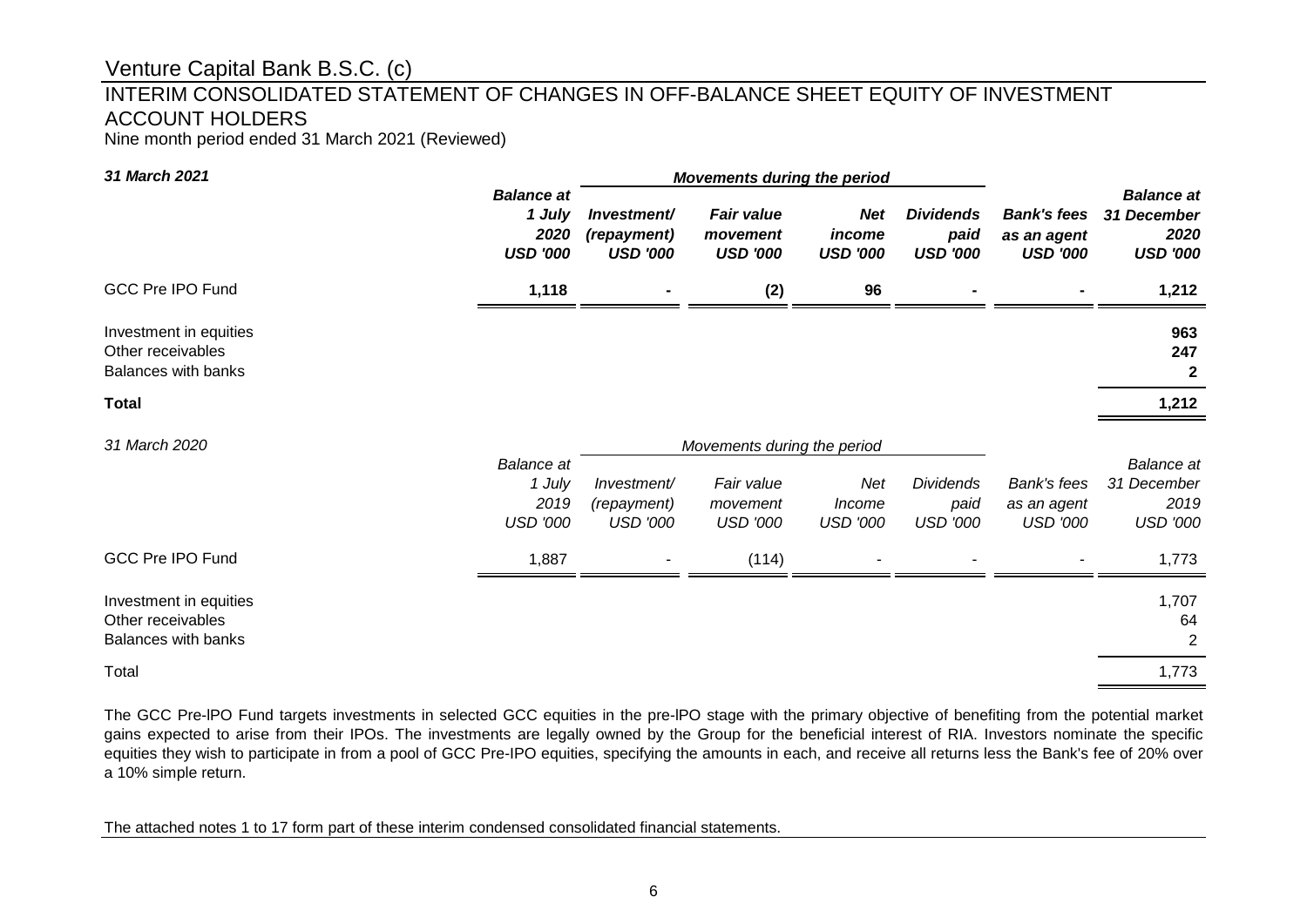# Venture Capital Bank B.S.C. (c)

## INTERIM CONSOLIDATED STATEMENT OF CHANGES IN OFF-BALANCE SHEET EQUITY OF INVESTMENT ACCOUNT HOLDERS

Nine month period ended 31 March 2021 (Reviewed)

| ***31 March 2021*** | | ***Movements during the period*** | | | | | |
|---|---|---|---|---|---|---|---|
| | ***Balance at 1 July 2020 USD '000*** | ***Investment/ (repayment) USD '000*** | ***Fair value movement USD '000*** | ***Net income USD '000*** | ***Dividends paid USD '000*** | ***Bank's fees as an agent USD '000*** | ***Balance at 31 December 2020 USD '000*** |
| GCC Pre IPO Fund | **1,118** | **-** | **(2)** | **96** | **-** | **-** | **1,212** |
| Investment in equities | | | | | | | **963** |
| Other receivables | | | | | | | **247** |
| Balances with banks | | | | | | | **2** |
| **Total** | | | | | | | **1,212** |

| *31 March 2020* | | *Movements during the period* | | | | | |
|---|---|---|---|---|---|---|---|
| | *Balance at 1 July 2019 USD '000* | *Investment/ (repayment) USD '000* | *Fair value movement USD '000* | *Net Income USD '000* | *Dividends paid USD '000* | *Bank's fees as an agent USD '000* | *Balance at 31 December 2019 USD '000* |
| GCC Pre IPO Fund | 1,887 | - | (114) | - | - | - | 1,773 |
| Investment in equities | | | | | | | 1,707 |
| Other receivables | | | | | | | 64 |
| Balances with banks | | | | | | | 2 |
| Total | | | | | | | 1,773 |

The GCC Pre-IPO Fund targets investments in selected GCC equities in the pre-IPO stage with the primary objective of benefiting from the potential market gains expected to arise from their IPOs. The investments are legally owned by the Group for the beneficial interest of RIA. Investors nominate the specific equities they wish to participate in from a pool of GCC Pre-IPO equities, specifying the amounts in each, and receive all returns less the Bank's fee of 20% over a 10% simple return.

The attached notes 1 to 17 form part of these interim condensed consolidated financial statements.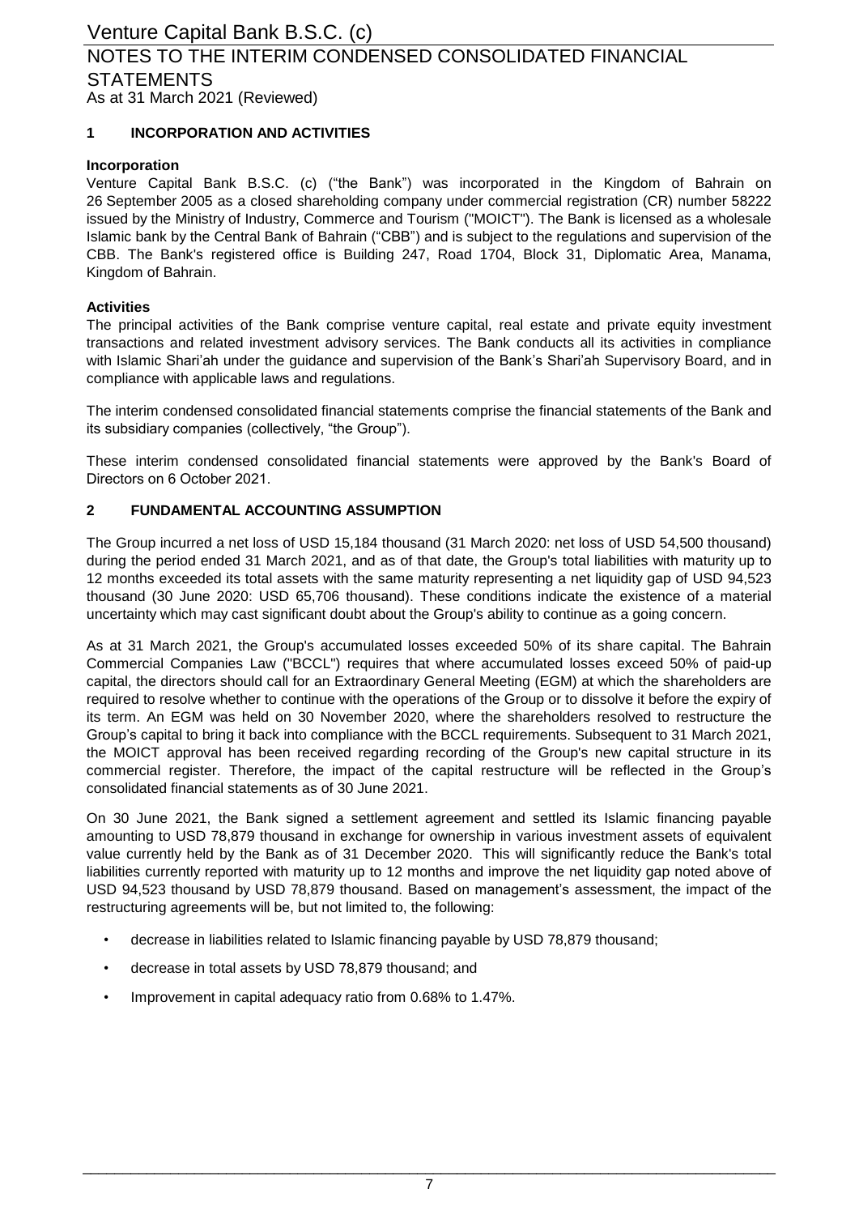## 1 INCORPORATION AND ACTIVITIES

### Incorporation

Venture Capital Bank B.S.C. (c) ("the Bank") was incorporated in the Kingdom of Bahrain on 26 September 2005 as a closed shareholding company under commercial registration (CR) number 58222 issued by the Ministry of Industry, Commerce and Tourism ("MOICT"). The Bank is licensed as a wholesale Islamic bank by the Central Bank of Bahrain ("CBB") and is subject to the regulations and supervision of the CBB. The Bank's registered office is Building 247, Road 1704, Block 31, Diplomatic Area, Manama, Kingdom of Bahrain.

### Activities

The principal activities of the Bank comprise venture capital, real estate and private equity investment transactions and related investment advisory services. The Bank conducts all its activities in compliance with Islamic Shari'ah under the guidance and supervision of the Bank's Shari'ah Supervisory Board, and in compliance with applicable laws and regulations.

The interim condensed consolidated financial statements comprise the financial statements of the Bank and its subsidiary companies (collectively, "the Group").

These interim condensed consolidated financial statements were approved by the Bank's Board of Directors on 6 October 2021.

## 2 FUNDAMENTAL ACCOUNTING ASSUMPTION

The Group incurred a net loss of USD 15,184 thousand (31 March 2020: net loss of USD 54,500 thousand) during the period ended 31 March 2021, and as of that date, the Group's total liabilities with maturity up to 12 months exceeded its total assets with the same maturity representing a net liquidity gap of USD 94,523 thousand (30 June 2020: USD 65,706 thousand). These conditions indicate the existence of a material uncertainty which may cast significant doubt about the Group's ability to continue as a going concern.

As at 31 March 2021, the Group's accumulated losses exceeded 50% of its share capital. The Bahrain Commercial Companies Law ("BCCL") requires that where accumulated losses exceed 50% of paid-up capital, the directors should call for an Extraordinary General Meeting (EGM) at which the shareholders are required to resolve whether to continue with the operations of the Group or to dissolve it before the expiry of its term. An EGM was held on 30 November 2020, where the shareholders resolved to restructure the Group's capital to bring it back into compliance with the BCCL requirements. Subsequent to 31 March 2021, the MOICT approval has been received regarding recording of the Group's new capital structure in its commercial register. Therefore, the impact of the capital restructure will be reflected in the Group's consolidated financial statements as of 30 June 2021.

On 30 June 2021, the Bank signed a settlement agreement and settled its Islamic financing payable amounting to USD 78,879 thousand in exchange for ownership in various investment assets of equivalent value currently held by the Bank as of 31 December 2020. This will significantly reduce the Bank's total liabilities currently reported with maturity up to 12 months and improve the net liquidity gap noted above of USD 94,523 thousand by USD 78,879 thousand. Based on management's assessment, the impact of the restructuring agreements will be, but not limited to, the following:

- decrease in liabilities related to Islamic financing payable by USD 78,879 thousand;
- decrease in total assets by USD 78,879 thousand; and
- Improvement in capital adequacy ratio from 0.68% to 1.47%.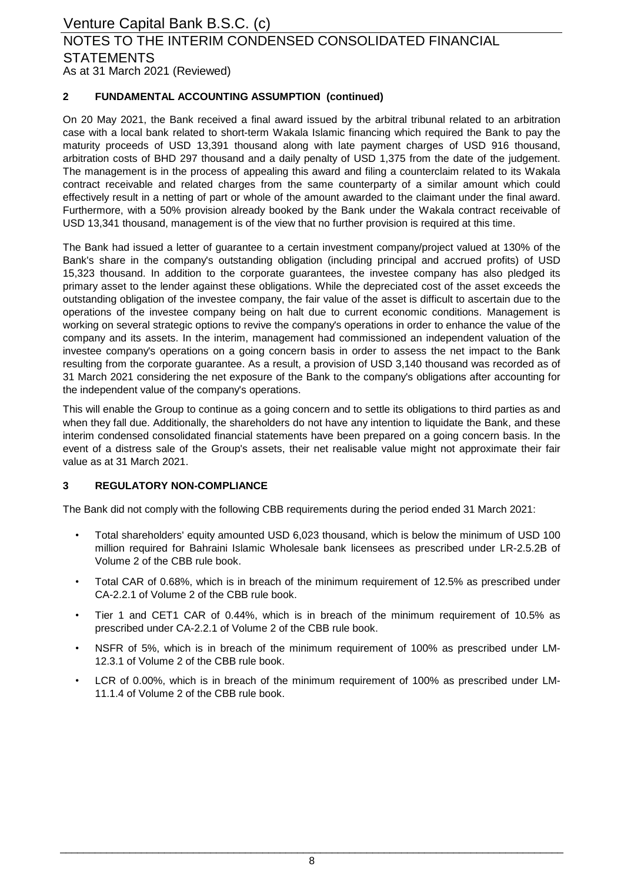## 2 FUNDAMENTAL ACCOUNTING ASSUMPTION (continued)

On 20 May 2021, the Bank received a final award issued by the arbitral tribunal related to an arbitration case with a local bank related to short-term Wakala Islamic financing which required the Bank to pay the maturity proceeds of USD 13,391 thousand along with late payment charges of USD 916 thousand, arbitration costs of BHD 297 thousand and a daily penalty of USD 1,375 from the date of the judgement. The management is in the process of appealing this award and filing a counterclaim related to its Wakala contract receivable and related charges from the same counterparty of a similar amount which could effectively result in a netting of part or whole of the amount awarded to the claimant under the final award. Furthermore, with a 50% provision already booked by the Bank under the Wakala contract receivable of USD 13,341 thousand, management is of the view that no further provision is required at this time.

The Bank had issued a letter of guarantee to a certain investment company/project valued at 130% of the Bank's share in the company's outstanding obligation (including principal and accrued profits) of USD 15,323 thousand. In addition to the corporate guarantees, the investee company has also pledged its primary asset to the lender against these obligations. While the depreciated cost of the asset exceeds the outstanding obligation of the investee company, the fair value of the asset is difficult to ascertain due to the operations of the investee company being on halt due to current economic conditions. Management is working on several strategic options to revive the company's operations in order to enhance the value of the company and its assets. In the interim, management had commissioned an independent valuation of the investee company's operations on a going concern basis in order to assess the net impact to the Bank resulting from the corporate guarantee. As a result, a provision of USD 3,140 thousand was recorded as of 31 March 2021 considering the net exposure of the Bank to the company's obligations after accounting for the independent value of the company's operations.

This will enable the Group to continue as a going concern and to settle its obligations to third parties as and when they fall due. Additionally, the shareholders do not have any intention to liquidate the Bank, and these interim condensed consolidated financial statements have been prepared on a going concern basis. In the event of a distress sale of the Group's assets, their net realisable value might not approximate their fair value as at 31 March 2021.

## 3 REGULATORY NON-COMPLIANCE

The Bank did not comply with the following CBB requirements during the period ended 31 March 2021:

- Total shareholders' equity amounted USD 6,023 thousand, which is below the minimum of USD 100 million required for Bahraini Islamic Wholesale bank licensees as prescribed under LR-2.5.2B of Volume 2 of the CBB rule book.
- Total CAR of 0.68%, which is in breach of the minimum requirement of 12.5% as prescribed under CA-2.2.1 of Volume 2 of the CBB rule book.
- Tier 1 and CET1 CAR of 0.44%, which is in breach of the minimum requirement of 10.5% as prescribed under CA-2.2.1 of Volume 2 of the CBB rule book.
- NSFR of 5%, which is in breach of the minimum requirement of 100% as prescribed under LM-12.3.1 of Volume 2 of the CBB rule book.
- LCR of 0.00%, which is in breach of the minimum requirement of 100% as prescribed under LM-11.1.4 of Volume 2 of the CBB rule book.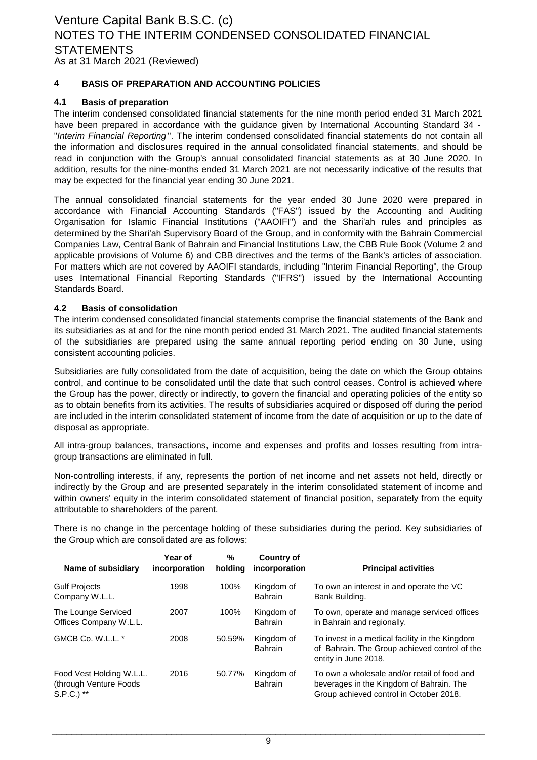## 4 BASIS OF PREPARATION AND ACCOUNTING POLICIES

### 4.1 Basis of preparation

The interim condensed consolidated financial statements for the nine month period ended 31 March 2021 have been prepared in accordance with the guidance given by International Accounting Standard 34 - "*Interim Financial Reporting*". The interim condensed consolidated financial statements do not contain all the information and disclosures required in the annual consolidated financial statements, and should be read in conjunction with the Group's annual consolidated financial statements as at 30 June 2020. In addition, results for the nine-months ended 31 March 2021 are not necessarily indicative of the results that may be expected for the financial year ending 30 June 2021.

The annual consolidated financial statements for the year ended 30 June 2020 were prepared in accordance with Financial Accounting Standards ("FAS") issued by the Accounting and Auditing Organisation for Islamic Financial Institutions ("AAOIFI") and the Shari'ah rules and principles as determined by the Shari'ah Supervisory Board of the Group, and in conformity with the Bahrain Commercial Companies Law, Central Bank of Bahrain and Financial Institutions Law, the CBB Rule Book (Volume 2 and applicable provisions of Volume 6) and CBB directives and the terms of the Bank's articles of association. For matters which are not covered by AAOIFI standards, including "Interim Financial Reporting", the Group uses International Financial Reporting Standards ("IFRS") issued by the International Accounting Standards Board.

### 4.2 Basis of consolidation

The interim condensed consolidated financial statements comprise the financial statements of the Bank and its subsidiaries as at and for the nine month period ended 31 March 2021. The audited financial statements of the subsidiaries are prepared using the same annual reporting period ending on 30 June, using consistent accounting policies.

Subsidiaries are fully consolidated from the date of acquisition, being the date on which the Group obtains control, and continue to be consolidated until the date that such control ceases. Control is achieved where the Group has the power, directly or indirectly, to govern the financial and operating policies of the entity so as to obtain benefits from its activities. The results of subsidiaries acquired or disposed off during the period are included in the interim consolidated statement of income from the date of acquisition or up to the date of disposal as appropriate.

All intra-group balances, transactions, income and expenses and profits and losses resulting from intra-group transactions are eliminated in full.

Non-controlling interests, if any, represents the portion of net income and net assets not held, directly or indirectly by the Group and are presented separately in the interim consolidated statement of income and within owners' equity in the interim consolidated statement of financial position, separately from the equity attributable to shareholders of the parent.

There is no change in the percentage holding of these subsidiaries during the period. Key subsidiaries of the Group which are consolidated are as follows:

| Name of subsidiary | Year of incorporation | % holding | Country of incorporation | Principal activities |
|---|---|---|---|---|
| Gulf Projects Company W.L.L. | 1998 | 100% | Kingdom of Bahrain | To own an interest in and operate the VC Bank Building. |
| The Lounge Serviced Offices Company W.L.L. | 2007 | 100% | Kingdom of Bahrain | To own, operate and manage serviced offices in Bahrain and regionally. |
| GMCB Co. W.L.L. * | 2008 | 50.59% | Kingdom of Bahrain | To invest in a medical facility in the Kingdom of Bahrain. The Group achieved control of the entity in June 2018. |
| Food Vest Holding W.L.L. (through Venture Foods S.P.C.) ** | 2016 | 50.77% | Kingdom of Bahrain | To own a wholesale and/or retail of food and beverages in the Kingdom of Bahrain. The Group achieved control in October 2018. |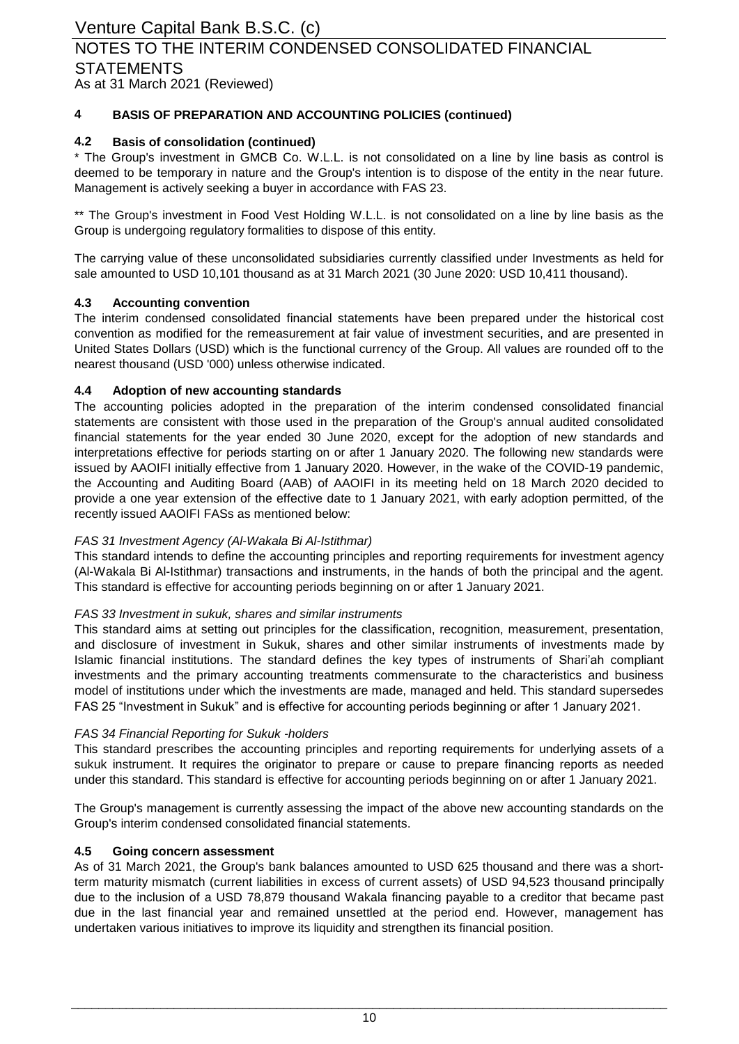## 4 BASIS OF PREPARATION AND ACCOUNTING POLICIES (continued)

### 4.2 Basis of consolidation (continued)

\* The Group's investment in GMCB Co. W.L.L. is not consolidated on a line by line basis as control is deemed to be temporary in nature and the Group's intention is to dispose of the entity in the near future. Management is actively seeking a buyer in accordance with FAS 23.

\*\* The Group's investment in Food Vest Holding W.L.L. is not consolidated on a line by line basis as the Group is undergoing regulatory formalities to dispose of this entity.

The carrying value of these unconsolidated subsidiaries currently classified under Investments as held for sale amounted to USD 10,101 thousand as at 31 March 2021 (30 June 2020: USD 10,411 thousand).

### 4.3 Accounting convention

The interim condensed consolidated financial statements have been prepared under the historical cost convention as modified for the remeasurement at fair value of investment securities, and are presented in United States Dollars (USD) which is the functional currency of the Group. All values are rounded off to the nearest thousand (USD '000) unless otherwise indicated.

### 4.4 Adoption of new accounting standards

The accounting policies adopted in the preparation of the interim condensed consolidated financial statements are consistent with those used in the preparation of the Group's annual audited consolidated financial statements for the year ended 30 June 2020, except for the adoption of new standards and interpretations effective for periods starting on or after 1 January 2020. The following new standards were issued by AAOIFI initially effective from 1 January 2020. However, in the wake of the COVID-19 pandemic, the Accounting and Auditing Board (AAB) of AAOIFI in its meeting held on 18 March 2020 decided to provide a one year extension of the effective date to 1 January 2021, with early adoption permitted, of the recently issued AAOIFI FASs as mentioned below:

*FAS 31 Investment Agency (Al-Wakala Bi Al-Istithmar)*

This standard intends to define the accounting principles and reporting requirements for investment agency (Al-Wakala Bi Al-Istithmar) transactions and instruments, in the hands of both the principal and the agent. This standard is effective for accounting periods beginning on or after 1 January 2021.

*FAS 33 Investment in sukuk, shares and similar instruments*

This standard aims at setting out principles for the classification, recognition, measurement, presentation, and disclosure of investment in Sukuk, shares and other similar instruments of investments made by Islamic financial institutions. The standard defines the key types of instruments of Shari'ah compliant investments and the primary accounting treatments commensurate to the characteristics and business model of institutions under which the investments are made, managed and held. This standard supersedes FAS 25 "Investment in Sukuk" and is effective for accounting periods beginning or after 1 January 2021.

*FAS 34 Financial Reporting for Sukuk -holders*

This standard prescribes the accounting principles and reporting requirements for underlying assets of a sukuk instrument. It requires the originator to prepare or cause to prepare financing reports as needed under this standard. This standard is effective for accounting periods beginning on or after 1 January 2021.

The Group's management is currently assessing the impact of the above new accounting standards on the Group's interim condensed consolidated financial statements.

### 4.5 Going concern assessment

As of 31 March 2021, the Group's bank balances amounted to USD 625 thousand and there was a short-term maturity mismatch (current liabilities in excess of current assets) of USD 94,523 thousand principally due to the inclusion of a USD 78,879 thousand Wakala financing payable to a creditor that became past due in the last financial year and remained unsettled at the period end. However, management has undertaken various initiatives to improve its liquidity and strengthen its financial position.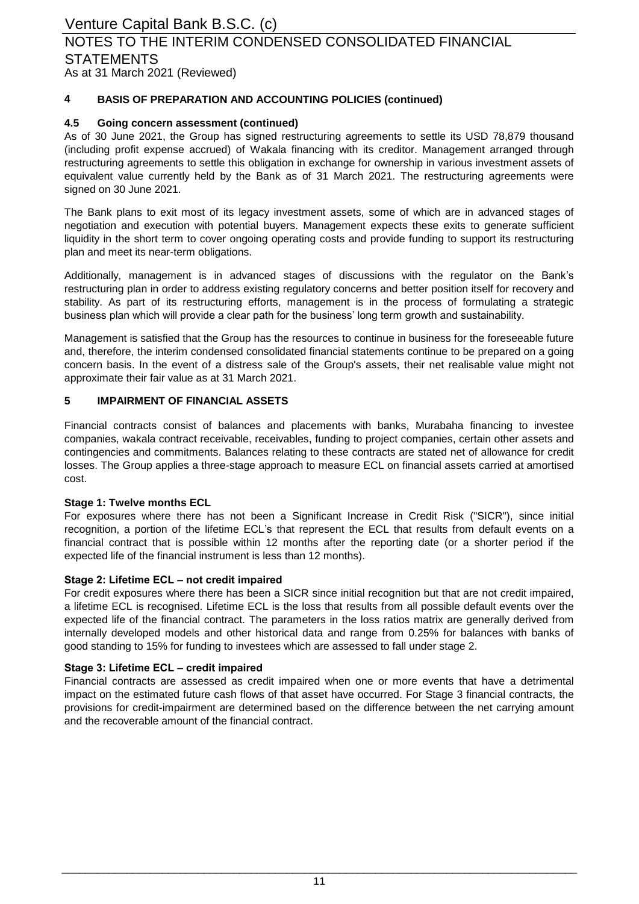## 4 BASIS OF PREPARATION AND ACCOUNTING POLICIES (continued)

### 4.5 Going concern assessment (continued)

As of 30 June 2021, the Group has signed restructuring agreements to settle its USD 78,879 thousand (including profit expense accrued) of Wakala financing with its creditor. Management arranged through restructuring agreements to settle this obligation in exchange for ownership in various investment assets of equivalent value currently held by the Bank as of 31 March 2021. The restructuring agreements were signed on 30 June 2021.

The Bank plans to exit most of its legacy investment assets, some of which are in advanced stages of negotiation and execution with potential buyers. Management expects these exits to generate sufficient liquidity in the short term to cover ongoing operating costs and provide funding to support its restructuring plan and meet its near-term obligations.

Additionally, management is in advanced stages of discussions with the regulator on the Bank's restructuring plan in order to address existing regulatory concerns and better position itself for recovery and stability. As part of its restructuring efforts, management is in the process of formulating a strategic business plan which will provide a clear path for the business' long term growth and sustainability.

Management is satisfied that the Group has the resources to continue in business for the foreseeable future and, therefore, the interim condensed consolidated financial statements continue to be prepared on a going concern basis. In the event of a distress sale of the Group's assets, their net realisable value might not approximate their fair value as at 31 March 2021.

## 5 IMPAIRMENT OF FINANCIAL ASSETS

Financial contracts consist of balances and placements with banks, Murabaha financing to investee companies, wakala contract receivable, receivables, funding to project companies, certain other assets and contingencies and commitments. Balances relating to these contracts are stated net of allowance for credit losses. The Group applies a three-stage approach to measure ECL on financial assets carried at amortised cost.

**Stage 1: Twelve months ECL**

For exposures where there has not been a Significant Increase in Credit Risk ("SICR"), since initial recognition, a portion of the lifetime ECL's that represent the ECL that results from default events on a financial contract that is possible within 12 months after the reporting date (or a shorter period if the expected life of the financial instrument is less than 12 months).

**Stage 2: Lifetime ECL – not credit impaired**

For credit exposures where there has been a SICR since initial recognition but that are not credit impaired, a lifetime ECL is recognised. Lifetime ECL is the loss that results from all possible default events over the expected life of the financial contract. The parameters in the loss ratios matrix are generally derived from internally developed models and other historical data and range from 0.25% for balances with banks of good standing to 15% for funding to investees which are assessed to fall under stage 2.

**Stage 3: Lifetime ECL – credit impaired**

Financial contracts are assessed as credit impaired when one or more events that have a detrimental impact on the estimated future cash flows of that asset have occurred. For Stage 3 financial contracts, the provisions for credit-impairment are determined based on the difference between the net carrying amount and the recoverable amount of the financial contract.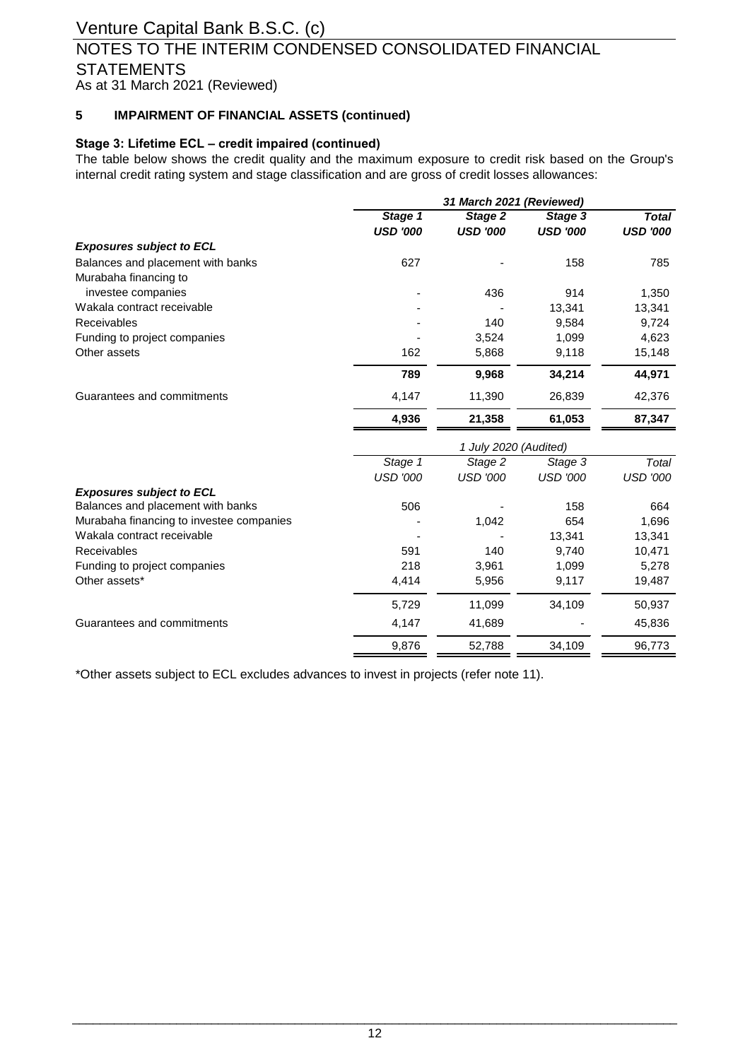## 5 IMPAIRMENT OF FINANCIAL ASSETS (continued)

### Stage 3: Lifetime ECL – credit impaired (continued)

The table below shows the credit quality and the maximum exposure to credit risk based on the Group's internal credit rating system and stage classification and are gross of credit losses allowances:

| | ***31 March 2021 (Reviewed)*** | | | |
|---|---|---|---|---|
| | ***Stage 1*** | ***Stage 2*** | ***Stage 3*** | ***Total*** |
| | ***USD '000*** | ***USD '000*** | ***USD '000*** | ***USD '000*** |
| ***Exposures subject to ECL*** | | | | |
| Balances and placement with banks | 627 | - | 158 | 785 |
| Murabaha financing to investee companies | - | 436 | 914 | 1,350 |
| Wakala contract receivable | - | - | 13,341 | 13,341 |
| Receivables | - | 140 | 9,584 | 9,724 |
| Funding to project companies | - | 3,524 | 1,099 | 4,623 |
| Other assets | 162 | 5,868 | 9,118 | 15,148 |
| | **789** | **9,968** | **34,214** | **44,971** |
| Guarantees and commitments | 4,147 | 11,390 | 26,839 | 42,376 |
| | **4,936** | **21,358** | **61,053** | **87,347** |

| | *1 July 2020 (Audited)* | | | |
|---|---|---|---|---|
| | *Stage 1* | *Stage 2* | *Stage 3* | *Total* |
| | *USD '000* | *USD '000* | *USD '000* | *USD '000* |
| ***Exposures subject to ECL*** | | | | |
| Balances and placement with banks | 506 | - | 158 | 664 |
| Murabaha financing to investee companies | - | 1,042 | 654 | 1,696 |
| Wakala contract receivable | - | - | 13,341 | 13,341 |
| Receivables | 591 | 140 | 9,740 | 10,471 |
| Funding to project companies | 218 | 3,961 | 1,099 | 5,278 |
| Other assets* | 4,414 | 5,956 | 9,117 | 19,487 |
| | 5,729 | 11,099 | 34,109 | 50,937 |
| Guarantees and commitments | 4,147 | 41,689 | - | 45,836 |
| | 9,876 | 52,788 | 34,109 | 96,773 |

*Other assets subject to ECL excludes advances to invest in projects (refer note 11).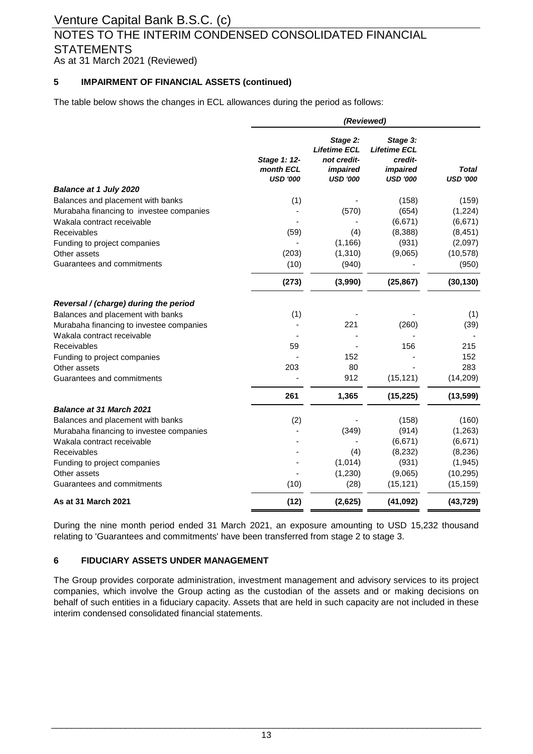## 5 IMPAIRMENT OF FINANCIAL ASSETS (continued)

The table below shows the changes in ECL allowances during the period as follows:

| | *(Reviewed)* | | | |
|---|---|---|---|---|
| | *Stage 1: 12-month ECL* | *Stage 2: Lifetime ECL not credit-impaired* | *Stage 3: Lifetime ECL credit-impaired* | *Total* |
| | *USD '000* | *USD '000* | *USD '000* | *USD '000* |
| ***Balance at 1 July 2020*** | | | | |
| Balances and placement with banks | (1) | - | (158) | (159) |
| Murabaha financing to investee companies | - | (570) | (654) | (1,224) |
| Wakala contract receivable | - | - | (6,671) | (6,671) |
| Receivables | (59) | (4) | (8,388) | (8,451) |
| Funding to project companies | - | (1,166) | (931) | (2,097) |
| Other assets | (203) | (1,310) | (9,065) | (10,578) |
| Guarantees and commitments | (10) | (940) | - | (950) |
| | **(273)** | **(3,990)** | **(25,867)** | **(30,130)** |
| ***Reversal / (charge) during the period*** | | | | |
| Balances and placement with banks | (1) | - | - | (1) |
| Murabaha financing to investee companies | - | 221 | (260) | (39) |
| Wakala contract receivable | - | - | - | - |
| Receivables | 59 | - | 156 | 215 |
| Funding to project companies | - | 152 | - | 152 |
| Other assets | 203 | 80 | - | 283 |
| Guarantees and commitments | - | 912 | (15,121) | (14,209) |
| | **261** | **1,365** | **(15,225)** | **(13,599)** |
| ***Balance at 31 March 2021*** | | | | |
| Balances and placement with banks | (2) | - | (158) | (160) |
| Murabaha financing to investee companies | - | (349) | (914) | (1,263) |
| Wakala contract receivable | - | - | (6,671) | (6,671) |
| Receivables | - | (4) | (8,232) | (8,236) |
| Funding to project companies | - | (1,014) | (931) | (1,945) |
| Other assets | - | (1,230) | (9,065) | (10,295) |
| Guarantees and commitments | (10) | (28) | (15,121) | (15,159) |
| **As at 31 March 2021** | **(12)** | **(2,625)** | **(41,092)** | **(43,729)** |

During the nine month period ended 31 March 2021, an exposure amounting to USD 15,232 thousand relating to 'Guarantees and commitments' have been transferred from stage 2 to stage 3.

## 6 FIDUCIARY ASSETS UNDER MANAGEMENT

The Group provides corporate administration, investment management and advisory services to its project companies, which involve the Group acting as the custodian of the assets and or making decisions on behalf of such entities in a fiduciary capacity. Assets that are held in such capacity are not included in these interim condensed consolidated financial statements.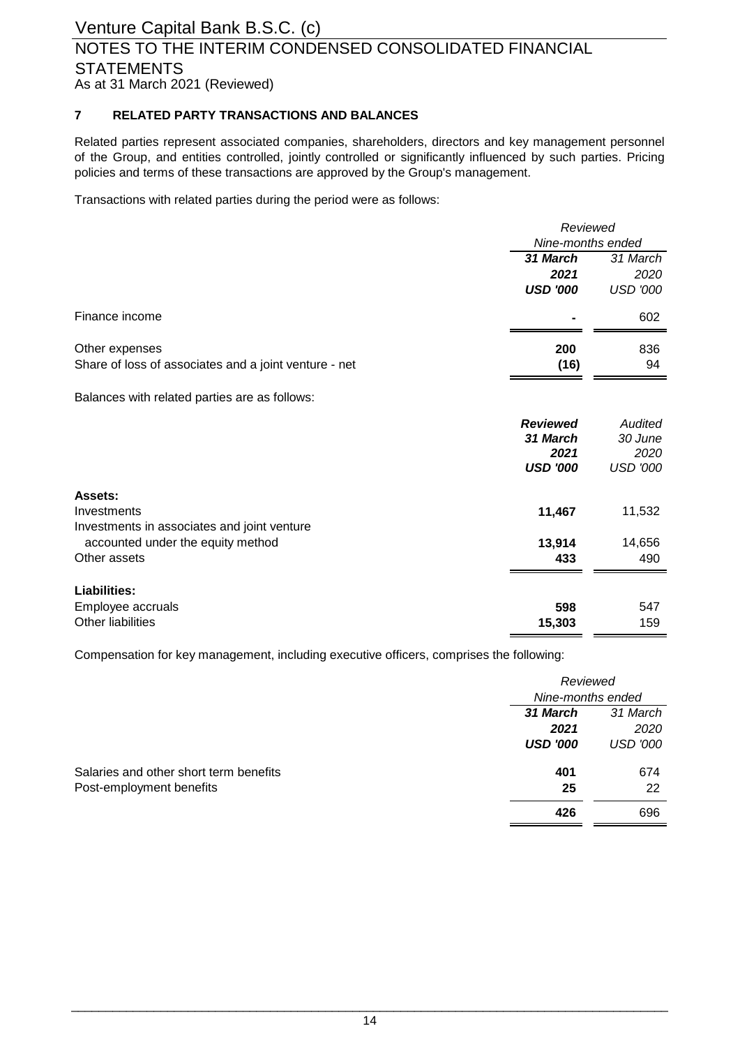## 7 RELATED PARTY TRANSACTIONS AND BALANCES

Related parties represent associated companies, shareholders, directors and key management personnel of the Group, and entities controlled, jointly controlled or significantly influenced by such parties. Pricing policies and terms of these transactions are approved by the Group's management.

Transactions with related parties during the period were as follows:

| | *Reviewed* | |
|---|---|---|
| | *Nine-months ended* | |
| | ***31 March 2021*** | *31 March 2020* |
| | ***USD '000*** | *USD '000* |
| Finance income | **-** | 602 |
| Other expenses | **200** | 836 |
| Share of loss of associates and a joint venture - net | **(16)** | 94 |

Balances with related parties are as follows:

| | ***Reviewed*** | *Audited* |
|---|---|---|
| | ***31 March 2021*** | *30 June 2020* |
| | ***USD '000*** | *USD '000* |
| **Assets:** | | |
| Investments | **11,467** | 11,532 |
| Investments in associates and joint venture accounted under the equity method | **13,914** | 14,656 |
| Other assets | **433** | 490 |
| **Liabilities:** | | |
| Employee accruals | **598** | 547 |
| Other liabilities | **15,303** | 159 |

Compensation for key management, including executive officers, comprises the following:

| | *Reviewed* | |
|---|---|---|
| | *Nine-months ended* | |
| | ***31 March 2021*** | *31 March 2020* |
| | ***USD '000*** | *USD '000* |
| Salaries and other short term benefits | **401** | 674 |
| Post-employment benefits | **25** | 22 |
| | **426** | 696 |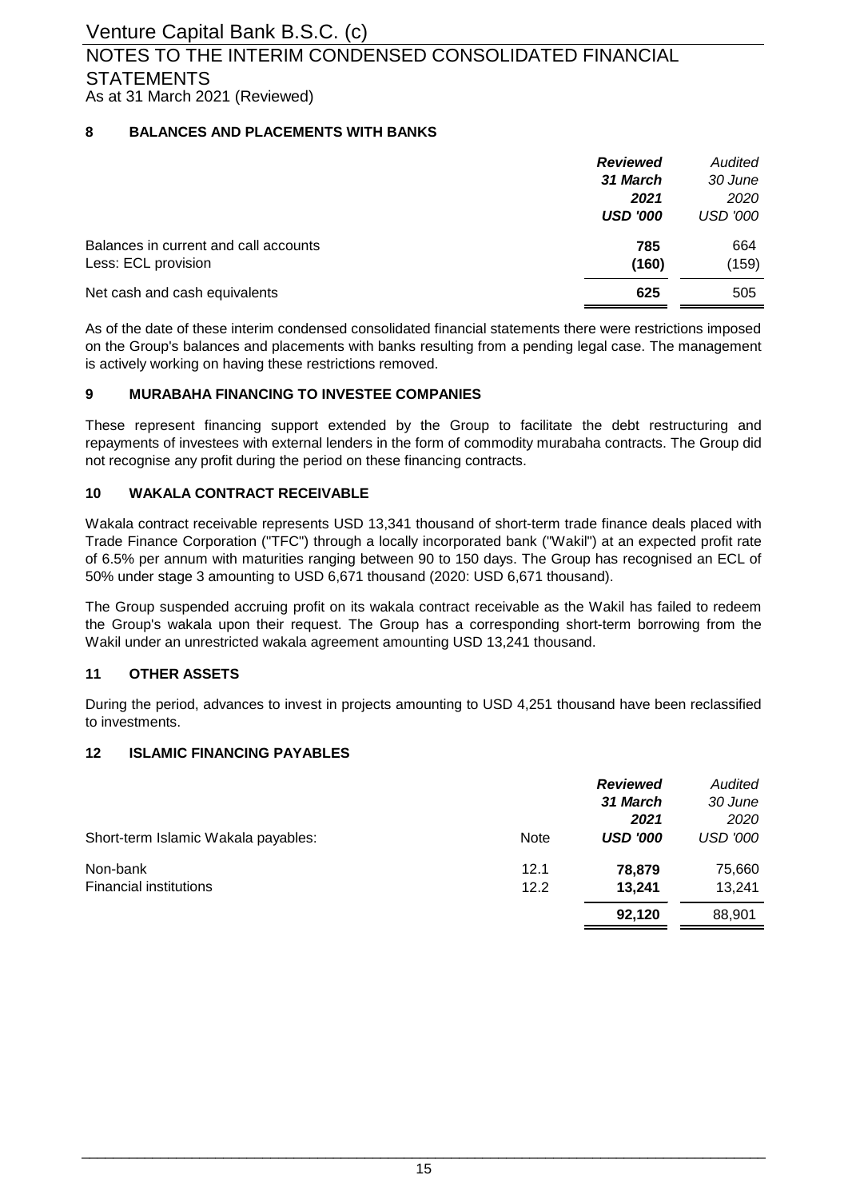## 8 BALANCES AND PLACEMENTS WITH BANKS

| | ***Reviewed 31 March 2021 USD '000*** | *Audited 30 June 2020 USD '000* |
|---|---|---|
| Balances in current and call accounts | **785** | 664 |
| Less: ECL provision | **(160)** | (159) |
| Net cash and cash equivalents | **625** | 505 |

As of the date of these interim condensed consolidated financial statements there were restrictions imposed on the Group's balances and placements with banks resulting from a pending legal case. The management is actively working on having these restrictions removed.

## 9 MURABAHA FINANCING TO INVESTEE COMPANIES

These represent financing support extended by the Group to facilitate the debt restructuring and repayments of investees with external lenders in the form of commodity murabaha contracts. The Group did not recognise any profit during the period on these financing contracts.

## 10 WAKALA CONTRACT RECEIVABLE

Wakala contract receivable represents USD 13,341 thousand of short-term trade finance deals placed with Trade Finance Corporation ("TFC") through a locally incorporated bank ("Wakil") at an expected profit rate of 6.5% per annum with maturities ranging between 90 to 150 days. The Group has recognised an ECL of 50% under stage 3 amounting to USD 6,671 thousand (2020: USD 6,671 thousand).

The Group suspended accruing profit on its wakala contract receivable as the Wakil has failed to redeem the Group's wakala upon their request. The Group has a corresponding short-term borrowing from the Wakil under an unrestricted wakala agreement amounting USD 13,241 thousand.

## 11 OTHER ASSETS

During the period, advances to invest in projects amounting to USD 4,251 thousand have been reclassified to investments.

## 12 ISLAMIC FINANCING PAYABLES

| Short-term Islamic Wakala payables: | Note | ***Reviewed 31 March 2021 USD '000*** | *Audited 30 June 2020 USD '000* |
|---|---|---|---|
| Non-bank | 12.1 | **78,879** | 75,660 |
| Financial institutions | 12.2 | **13,241** | 13,241 |
| | | **92,120** | 88,901 |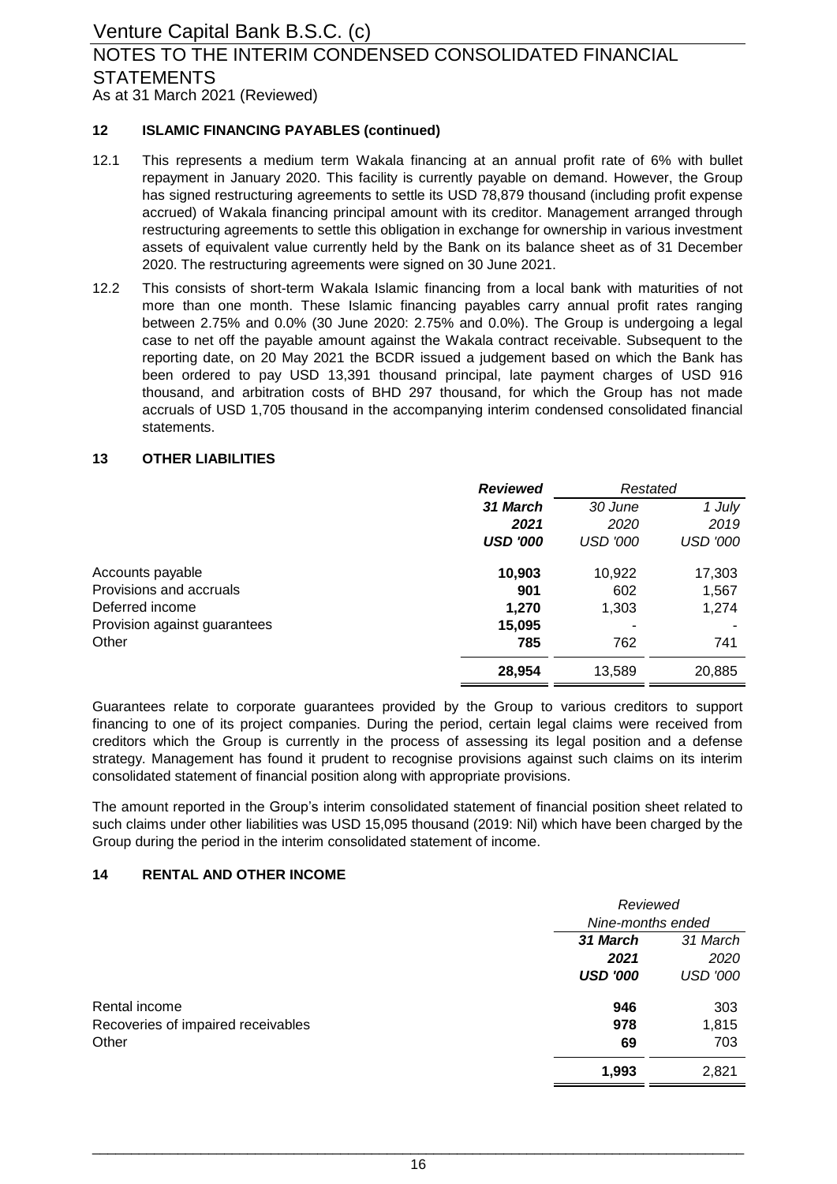## 12 ISLAMIC FINANCING PAYABLES (continued)

12.1 This represents a medium term Wakala financing at an annual profit rate of 6% with bullet repayment in January 2020. This facility is currently payable on demand. However, the Group has signed restructuring agreements to settle its USD 78,879 thousand (including profit expense accrued) of Wakala financing principal amount with its creditor. Management arranged through restructuring agreements to settle this obligation in exchange for ownership in various investment assets of equivalent value currently held by the Bank on its balance sheet as of 31 December 2020. The restructuring agreements were signed on 30 June 2021.

12.2 This consists of short-term Wakala Islamic financing from a local bank with maturities of not more than one month. These Islamic financing payables carry annual profit rates ranging between 2.75% and 0.0% (30 June 2020: 2.75% and 0.0%). The Group is undergoing a legal case to net off the payable amount against the Wakala contract receivable. Subsequent to the reporting date, on 20 May 2021 the BCDR issued a judgement based on which the Bank has been ordered to pay USD 13,391 thousand principal, late payment charges of USD 916 thousand, and arbitration costs of BHD 297 thousand, for which the Group has not made accruals of USD 1,705 thousand in the accompanying interim condensed consolidated financial statements.

## 13 OTHER LIABILITIES

| | ***Reviewed*** | *Restated* | |
|---|---|---|---|
| | ***31 March 2021*** | *30 June 2020* | *1 July 2019* |
| | ***USD '000*** | *USD '000* | *USD '000* |
| Accounts payable | **10,903** | 10,922 | 17,303 |
| Provisions and accruals | **901** | 602 | 1,567 |
| Deferred income | **1,270** | 1,303 | 1,274 |
| Provision against guarantees | **15,095** | - | - |
| Other | **785** | 762 | 741 |
| | **28,954** | 13,589 | 20,885 |

Guarantees relate to corporate guarantees provided by the Group to various creditors to support financing to one of its project companies. During the period, certain legal claims were received from creditors which the Group is currently in the process of assessing its legal position and a defense strategy. Management has found it prudent to recognise provisions against such claims on its interim consolidated statement of financial position along with appropriate provisions.

The amount reported in the Group's interim consolidated statement of financial position sheet related to such claims under other liabilities was USD 15,095 thousand (2019: Nil) which have been charged by the Group during the period in the interim consolidated statement of income.

## 14 RENTAL AND OTHER INCOME

| | *Reviewed* | |
|---|---|---|
| | *Nine-months ended* | |
| | ***31 March 2021*** | *31 March 2020* |
| | ***USD '000*** | *USD '000* |
| Rental income | **946** | 303 |
| Recoveries of impaired receivables | **978** | 1,815 |
| Other | **69** | 703 |
| | **1,993** | 2,821 |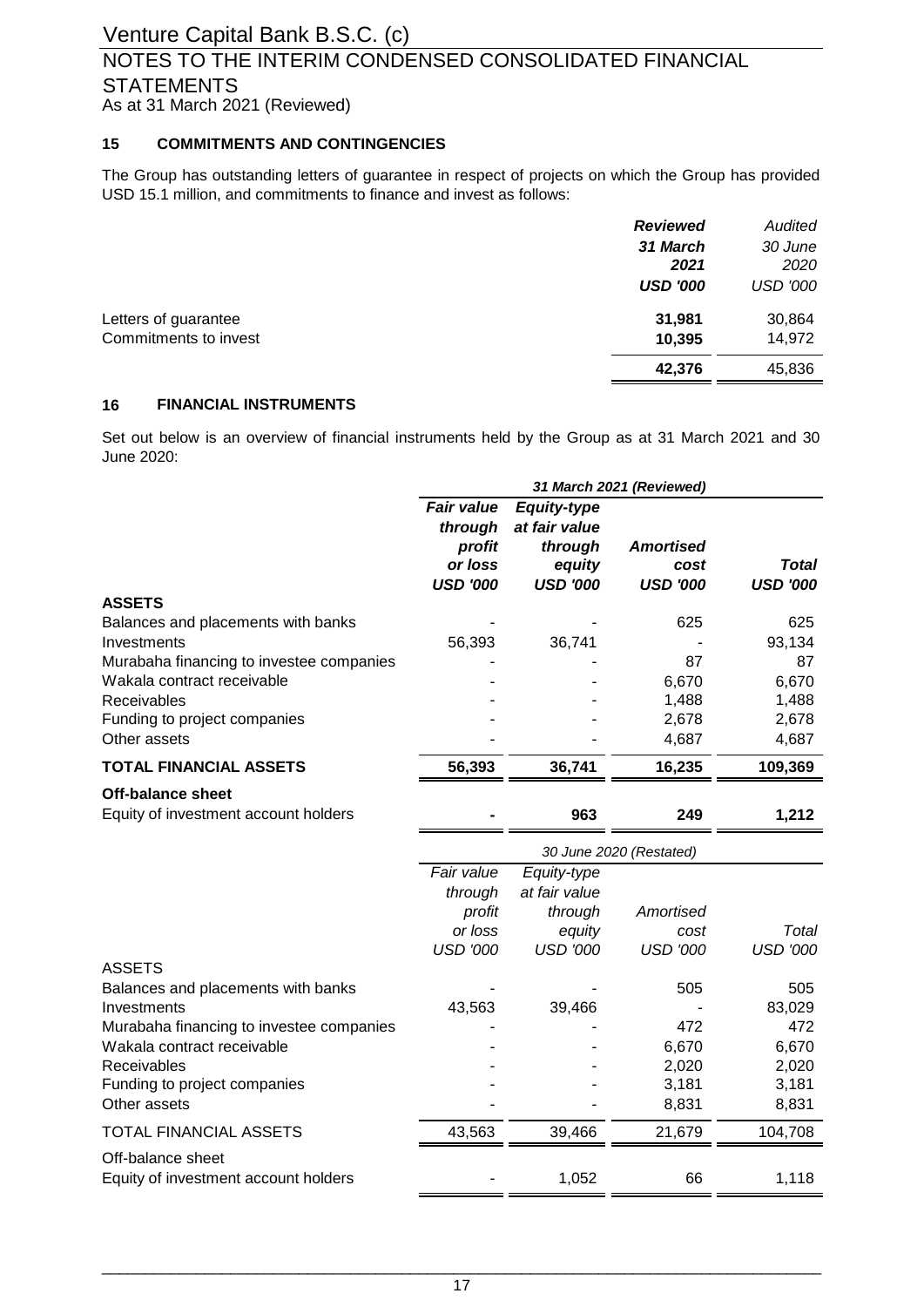## 15 COMMITMENTS AND CONTINGENCIES

The Group has outstanding letters of guarantee in respect of projects on which the Group has provided USD 15.1 million, and commitments to finance and invest as follows:

| | ***Reviewed*** | *Audited* |
|---|---|---|
| | ***31 March 2021*** | *30 June 2020* |
| | ***USD '000*** | *USD '000* |
| Letters of guarantee | **31,981** | 30,864 |
| Commitments to invest | **10,395** | 14,972 |
| | **42,376** | 45,836 |

## 16 FINANCIAL INSTRUMENTS

Set out below is an overview of financial instruments held by the Group as at 31 March 2021 and 30 June 2020:

| | ***31 March 2021 (Reviewed)*** | | | |
|---|---|---|---|---|
| | ***Fair value through profit or loss USD '000*** | ***Equity-type at fair value through equity USD '000*** | ***Amortised cost USD '000*** | ***Total USD '000*** |
| **ASSETS** | | | | |
| Balances and placements with banks | - | - | 625 | 625 |
| Investments | 56,393 | 36,741 | - | 93,134 |
| Murabaha financing to investee companies | - | - | 87 | 87 |
| Wakala contract receivable | - | - | 6,670 | 6,670 |
| Receivables | - | - | 1,488 | 1,488 |
| Funding to project companies | - | - | 2,678 | 2,678 |
| Other assets | - | - | 4,687 | 4,687 |
| **TOTAL FINANCIAL ASSETS** | **56,393** | **36,741** | **16,235** | **109,369** |
| **Off-balance sheet** | | | | |
| Equity of investment account holders | **-** | **963** | **249** | **1,212** |

| | *30 June 2020 (Restated)* | | | |
|---|---|---|---|---|
| | *Fair value through profit or loss USD '000* | *Equity-type at fair value through equity USD '000* | *Amortised cost USD '000* | *Total USD '000* |
| ASSETS | | | | |
| Balances and placements with banks | - | - | 505 | 505 |
| Investments | 43,563 | 39,466 | - | 83,029 |
| Murabaha financing to investee companies | - | - | 472 | 472 |
| Wakala contract receivable | - | - | 6,670 | 6,670 |
| Receivables | - | - | 2,020 | 2,020 |
| Funding to project companies | - | - | 3,181 | 3,181 |
| Other assets | - | - | 8,831 | 8,831 |
| TOTAL FINANCIAL ASSETS | 43,563 | 39,466 | 21,679 | 104,708 |
| Off-balance sheet | | | | |
| Equity of investment account holders | - | 1,052 | 66 | 1,118 |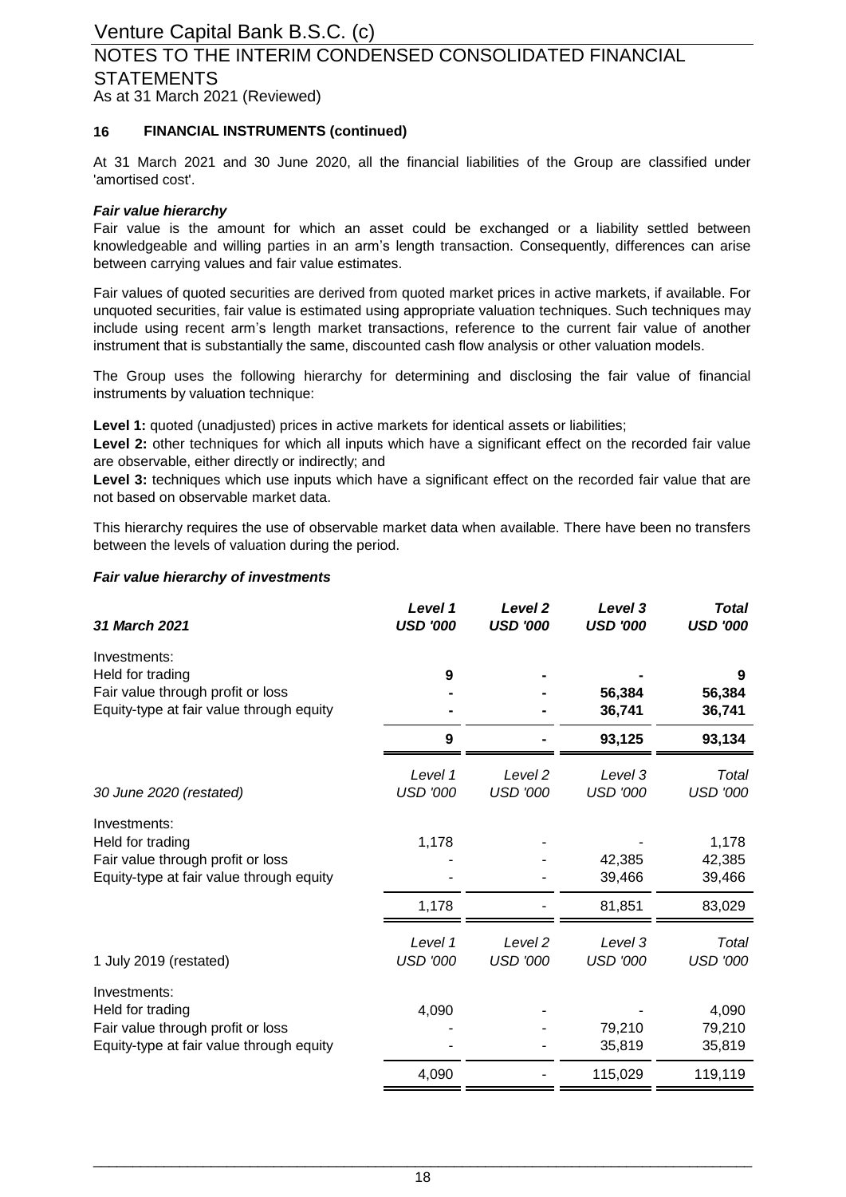## 16 FINANCIAL INSTRUMENTS (continued)

At 31 March 2021 and 30 June 2020, all the financial liabilities of the Group are classified under 'amortised cost'.

### *Fair value hierarchy*

Fair value is the amount for which an asset could be exchanged or a liability settled between knowledgeable and willing parties in an arm's length transaction. Consequently, differences can arise between carrying values and fair value estimates.

Fair values of quoted securities are derived from quoted market prices in active markets, if available. For unquoted securities, fair value is estimated using appropriate valuation techniques. Such techniques may include using recent arm's length market transactions, reference to the current fair value of another instrument that is substantially the same, discounted cash flow analysis or other valuation models.

The Group uses the following hierarchy for determining and disclosing the fair value of financial instruments by valuation technique:

**Level 1:** quoted (unadjusted) prices in active markets for identical assets or liabilities;

**Level 2:** other techniques for which all inputs which have a significant effect on the recorded fair value are observable, either directly or indirectly; and

**Level 3:** techniques which use inputs which have a significant effect on the recorded fair value that are not based on observable market data.

This hierarchy requires the use of observable market data when available. There have been no transfers between the levels of valuation during the period.

### *Fair value hierarchy of investments*

| ***31 March 2021*** | ***Level 1 USD '000*** | ***Level 2 USD '000*** | ***Level 3 USD '000*** | ***Total USD '000*** |
|---|---|---|---|---|
| Investments: | | | | |
| Held for trading | **9** | **-** | **-** | **9** |
| Fair value through profit or loss | **-** | **-** | **56,384** | **56,384** |
| Equity-type at fair value through equity | **-** | **-** | **36,741** | **36,741** |
| | **9** | **-** | **93,125** | **93,134** |

| 30 June 2020 (restated) | *Level 1 USD '000* | *Level 2 USD '000* | *Level 3 USD '000* | *Total USD '000* |
|---|---|---|---|---|
| Investments: | | | | |
| Held for trading | 1,178 | - | - | 1,178 |
| Fair value through profit or loss | - | - | 42,385 | 42,385 |
| Equity-type at fair value through equity | - | - | 39,466 | 39,466 |
| | 1,178 | - | 81,851 | 83,029 |

| 1 July 2019 (restated) | *Level 1 USD '000* | *Level 2 USD '000* | *Level 3 USD '000* | *Total USD '000* |
|---|---|---|---|---|
| Investments: | | | | |
| Held for trading | 4,090 | - | - | 4,090 |
| Fair value through profit or loss | - | - | 79,210 | 79,210 |
| Equity-type at fair value through equity | - | - | 35,819 | 35,819 |
| | 4,090 | - | 115,029 | 119,119 |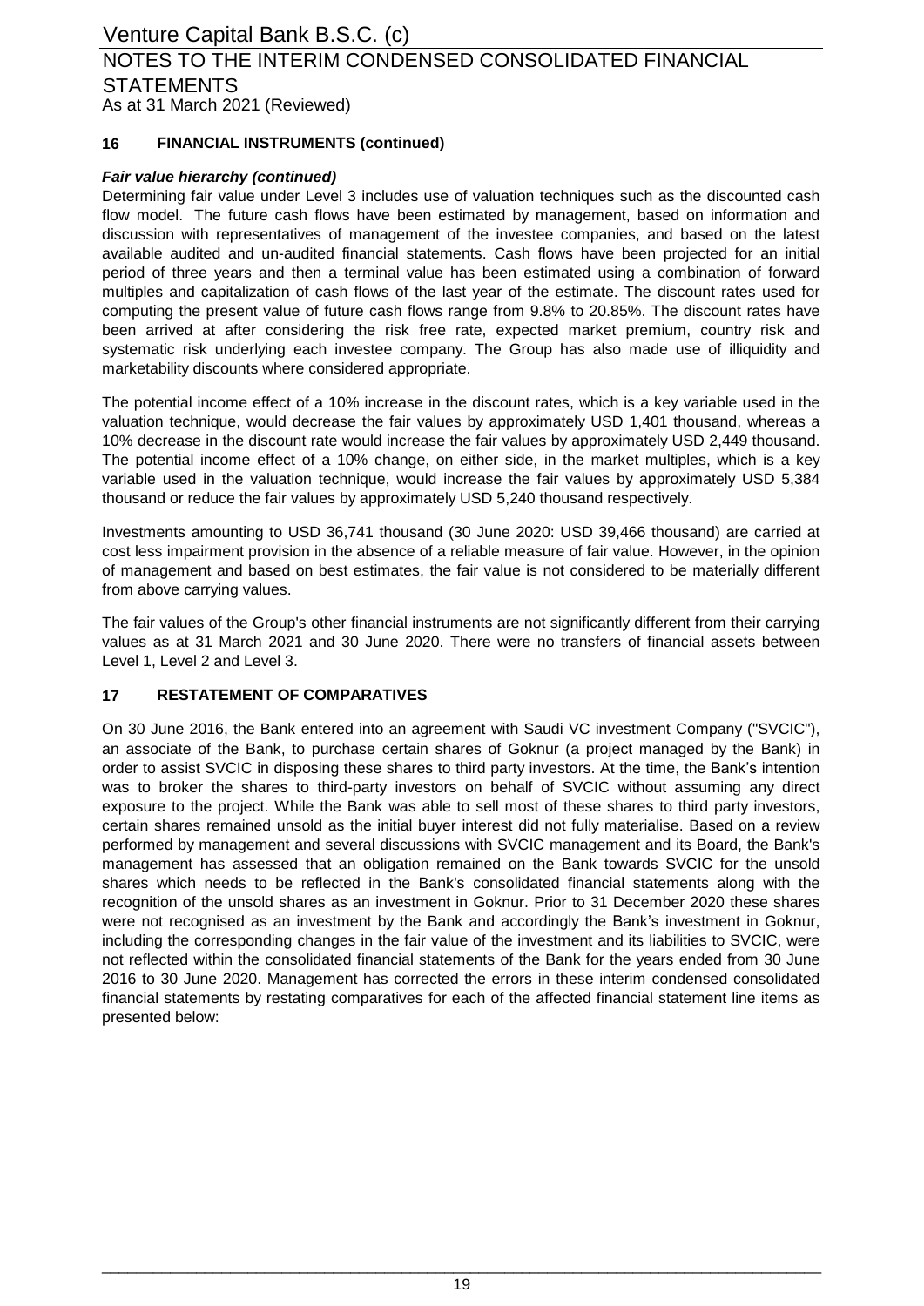## 16 FINANCIAL INSTRUMENTS (continued)

***Fair value hierarchy (continued)***

Determining fair value under Level 3 includes use of valuation techniques such as the discounted cash flow model. The future cash flows have been estimated by management, based on information and discussion with representatives of management of the investee companies, and based on the latest available audited and un-audited financial statements. Cash flows have been projected for an initial period of three years and then a terminal value has been estimated using a combination of forward multiples and capitalization of cash flows of the last year of the estimate. The discount rates used for computing the present value of future cash flows range from 9.8% to 20.85%. The discount rates have been arrived at after considering the risk free rate, expected market premium, country risk and systematic risk underlying each investee company. The Group has also made use of illiquidity and marketability discounts where considered appropriate.

The potential income effect of a 10% increase in the discount rates, which is a key variable used in the valuation technique, would decrease the fair values by approximately USD 1,401 thousand, whereas a 10% decrease in the discount rate would increase the fair values by approximately USD 2,449 thousand. The potential income effect of a 10% change, on either side, in the market multiples, which is a key variable used in the valuation technique, would increase the fair values by approximately USD 5,384 thousand or reduce the fair values by approximately USD 5,240 thousand respectively.

Investments amounting to USD 36,741 thousand (30 June 2020: USD 39,466 thousand) are carried at cost less impairment provision in the absence of a reliable measure of fair value. However, in the opinion of management and based on best estimates, the fair value is not considered to be materially different from above carrying values.

The fair values of the Group's other financial instruments are not significantly different from their carrying values as at 31 March 2021 and 30 June 2020. There were no transfers of financial assets between Level 1, Level 2 and Level 3.

## 17 RESTATEMENT OF COMPARATIVES

On 30 June 2016, the Bank entered into an agreement with Saudi VC investment Company ("SVCIC"), an associate of the Bank, to purchase certain shares of Goknur (a project managed by the Bank) in order to assist SVCIC in disposing these shares to third party investors. At the time, the Bank's intention was to broker the shares to third-party investors on behalf of SVCIC without assuming any direct exposure to the project. While the Bank was able to sell most of these shares to third party investors, certain shares remained unsold as the initial buyer interest did not fully materialise. Based on a review performed by management and several discussions with SVCIC management and its Board, the Bank's management has assessed that an obligation remained on the Bank towards SVCIC for the unsold shares which needs to be reflected in the Bank's consolidated financial statements along with the recognition of the unsold shares as an investment in Goknur. Prior to 31 December 2020 these shares were not recognised as an investment by the Bank and accordingly the Bank's investment in Goknur, including the corresponding changes in the fair value of the investment and its liabilities to SVCIC, were not reflected within the consolidated financial statements of the Bank for the years ended from 30 June 2016 to 30 June 2020. Management has corrected the errors in these interim condensed consolidated financial statements by restating comparatives for each of the affected financial statement line items as presented below: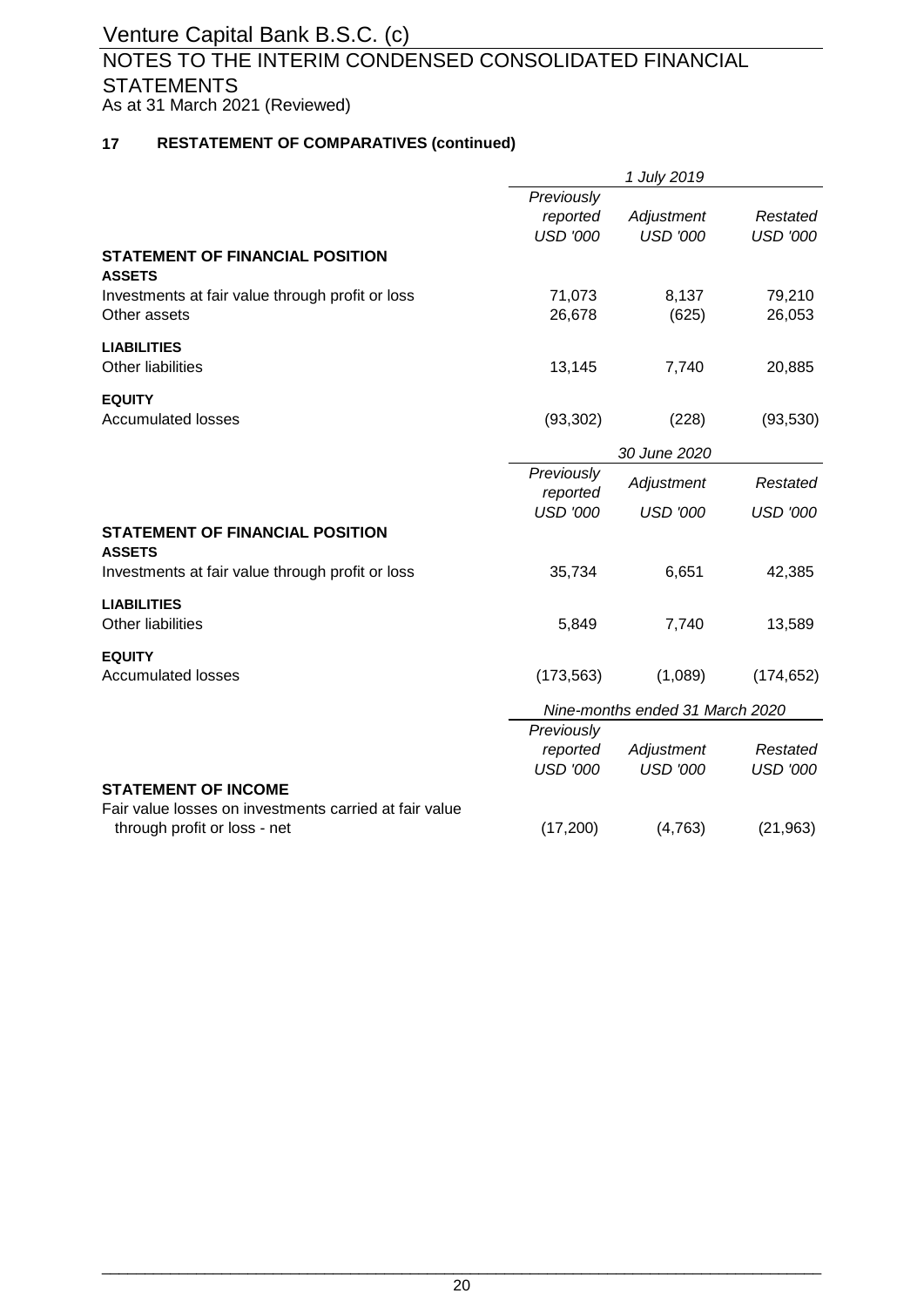Venture Capital Bank B.S.C. (c)

NOTES TO THE INTERIM CONDENSED CONSOLIDATED FINANCIAL STATEMENTS

As at 31 March 2021 (Reviewed)

## 17 RESTATEMENT OF COMPARATIVES (continued)

| | 1 July 2019 | | |
|---|---|---|---|
| | *Previously reported* | *Adjustment* | *Restated* |
| | *USD '000* | *USD '000* | *USD '000* |
| **STATEMENT OF FINANCIAL POSITION** | | | |
| **ASSETS** | | | |
| Investments at fair value through profit or loss | 71,073 | 8,137 | 79,210 |
| Other assets | 26,678 | (625) | 26,053 |
| **LIABILITIES** | | | |
| Other liabilities | 13,145 | 7,740 | 20,885 |
| **EQUITY** | | | |
| Accumulated losses | (93,302) | (228) | (93,530) |

| | 30 June 2020 | | |
|---|---|---|---|
| | *Previously reported* | *Adjustment* | *Restated* |
| | *USD '000* | *USD '000* | *USD '000* |
| **STATEMENT OF FINANCIAL POSITION** | | | |
| **ASSETS** | | | |
| Investments at fair value through profit or loss | 35,734 | 6,651 | 42,385 |
| **LIABILITIES** | | | |
| Other liabilities | 5,849 | 7,740 | 13,589 |
| **EQUITY** | | | |
| Accumulated losses | (173,563) | (1,089) | (174,652) |

| | Nine-months ended 31 March 2020 | | |
|---|---|---|---|
| | *Previously reported* | *Adjustment* | *Restated* |
| | *USD '000* | *USD '000* | *USD '000* |
| **STATEMENT OF INCOME** | | | |
| Fair value losses on investments carried at fair value through profit or loss - net | (17,200) | (4,763) | (21,963) |